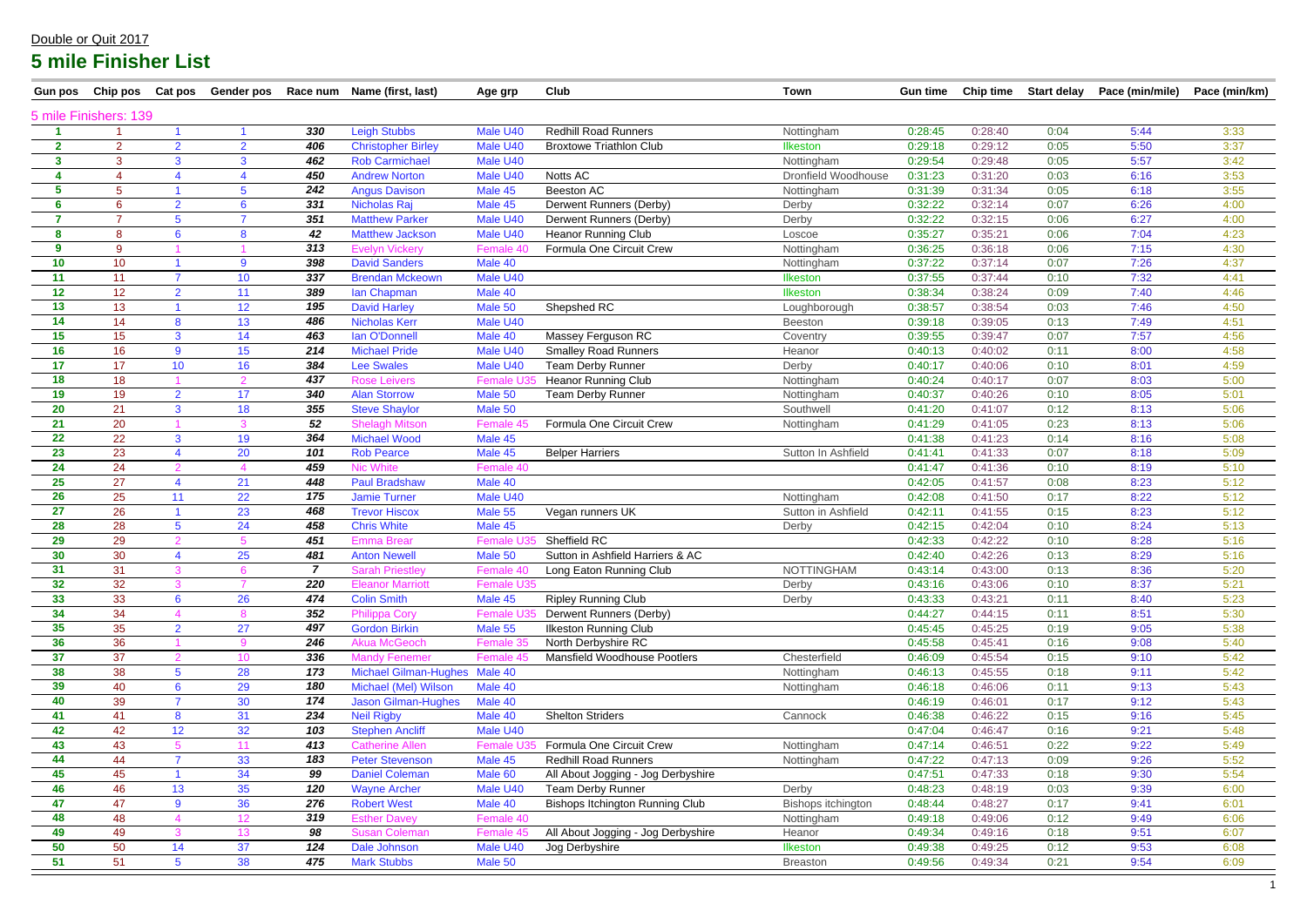Double or Quit 2017

# 5 mile Finisher List

| Gun pos | Chip pos | Cat pos | Gender pos | Race num | Name (first, last) | Age grp | Club | Town | Gun time | Chip time | Start delay | Pace (min/mile) | Pace (min/km) |
|---|---|---|---|---|---|---|---|---|---|---|---|---|---|
| 5 mile Finishers: 139 | | | | | | | | | | | | | |
| 1 | 1 | 1 | 1 | 330 | Leigh Stubbs | Male U40 | Redhill Road Runners | Nottingham | 0:28:45 | 0:28:40 | 0:04 | 5:44 | 3:33 |
| 2 | 2 | 2 | 2 | 406 | Christopher Birley | Male U40 | Broxtowe Triathlon Club | Ilkeston | 0:29:18 | 0:29:12 | 0:05 | 5:50 | 3:37 |
| 3 | 3 | 3 | 3 | 462 | Rob Carmichael | Male U40 | | Nottingham | 0:29:54 | 0:29:48 | 0:05 | 5:57 | 3:42 |
| 4 | 4 | 4 | 4 | 450 | Andrew Norton | Male U40 | Notts AC | Dronfield Woodhouse | 0:31:23 | 0:31:20 | 0:03 | 6:16 | 3:53 |
| 5 | 5 | 1 | 5 | 242 | Angus Davison | Male 45 | Beeston AC | Nottingham | 0:31:39 | 0:31:34 | 0:05 | 6:18 | 3:55 |
| 6 | 6 | 2 | 6 | 331 | Nicholas Raj | Male 45 | Derwent Runners (Derby) | Derby | 0:32:22 | 0:32:14 | 0:07 | 6:26 | 4:00 |
| 7 | 7 | 5 | 7 | 351 | Matthew Parker | Male U40 | Derwent Runners (Derby) | Derby | 0:32:22 | 0:32:15 | 0:06 | 6:27 | 4:00 |
| 8 | 8 | 6 | 8 | 42 | Matthew Jackson | Male U40 | Heanor Running Club | Loscoe | 0:35:27 | 0:35:21 | 0:06 | 7:04 | 4:23 |
| 9 | 9 | 1 | 1 | 313 | Evelyn Vickery | Female 40 | Formula One Circuit Crew | Nottingham | 0:36:25 | 0:36:18 | 0:06 | 7:15 | 4:30 |
| 10 | 10 | 1 | 9 | 398 | David Sanders | Male 40 | | Nottingham | 0:37:22 | 0:37:14 | 0:07 | 7:26 | 4:37 |
| 11 | 11 | 7 | 10 | 337 | Brendan Mckeown | Male U40 | | Ilkeston | 0:37:55 | 0:37:44 | 0:10 | 7:32 | 4:41 |
| 12 | 12 | 2 | 11 | 389 | Ian Chapman | Male 40 | | Ilkeston | 0:38:34 | 0:38:24 | 0:09 | 7:40 | 4:46 |
| 13 | 13 | 1 | 12 | 195 | David Harley | Male 50 | Shepshed RC | Loughborough | 0:38:57 | 0:38:54 | 0:03 | 7:46 | 4:50 |
| 14 | 14 | 8 | 13 | 486 | Nicholas Kerr | Male U40 | | Beeston | 0:39:18 | 0:39:05 | 0:13 | 7:49 | 4:51 |
| 15 | 15 | 3 | 14 | 463 | Ian O'Donnell | Male 40 | Massey Ferguson RC | Coventry | 0:39:55 | 0:39:47 | 0:07 | 7:57 | 4:56 |
| 16 | 16 | 9 | 15 | 214 | Michael Pride | Male U40 | Smalley Road Runners | Heanor | 0:40:13 | 0:40:02 | 0:11 | 8:00 | 4:58 |
| 17 | 17 | 10 | 16 | 384 | Lee Swales | Male U40 | Team Derby Runner | Derby | 0:40:17 | 0:40:06 | 0:10 | 8:01 | 4:59 |
| 18 | 18 | 1 | 2 | 437 | Rose Leivers | Female U35 | Heanor Running Club | Nottingham | 0:40:24 | 0:40:17 | 0:07 | 8:03 | 5:00 |
| 19 | 19 | 2 | 17 | 340 | Alan Storrow | Male 50 | Team Derby Runner | Nottingham | 0:40:37 | 0:40:26 | 0:10 | 8:05 | 5:01 |
| 20 | 21 | 3 | 18 | 355 | Steve Shaylor | Male 50 | | Southwell | 0:41:20 | 0:41:07 | 0:12 | 8:13 | 5:06 |
| 21 | 20 | 1 | 3 | 52 | Shelagh Mitson | Female 45 | Formula One Circuit Crew | Nottingham | 0:41:29 | 0:41:05 | 0:23 | 8:13 | 5:06 |
| 22 | 22 | 3 | 19 | 364 | Michael Wood | Male 45 | | | 0:41:38 | 0:41:23 | 0:14 | 8:16 | 5:08 |
| 23 | 23 | 4 | 20 | 101 | Rob Pearce | Male 45 | Belper Harriers | Sutton In Ashfield | 0:41:41 | 0:41:33 | 0:07 | 8:18 | 5:09 |
| 24 | 24 | 2 | 4 | 459 | Nic White | Female 40 | | | 0:41:47 | 0:41:36 | 0:10 | 8:19 | 5:10 |
| 25 | 27 | 4 | 21 | 448 | Paul Bradshaw | Male 40 | | | 0:42:05 | 0:41:57 | 0:08 | 8:23 | 5:12 |
| 26 | 25 | 11 | 22 | 175 | Jamie Turner | Male U40 | | Nottingham | 0:42:08 | 0:41:50 | 0:17 | 8:22 | 5:12 |
| 27 | 26 | 1 | 23 | 468 | Trevor Hiscox | Male 55 | Vegan runners UK | Sutton in Ashfield | 0:42:11 | 0:41:55 | 0:15 | 8:23 | 5:12 |
| 28 | 28 | 5 | 24 | 458 | Chris White | Male 45 | | Derby | 0:42:15 | 0:42:04 | 0:10 | 8:24 | 5:13 |
| 29 | 29 | 2 | 5 | 451 | Emma Brear | Female U35 | Sheffield RC | | 0:42:33 | 0:42:22 | 0:10 | 8:28 | 5:16 |
| 30 | 30 | 4 | 25 | 481 | Anton Newell | Male 50 | Sutton in Ashfield Harriers & AC | | 0:42:40 | 0:42:26 | 0:13 | 8:29 | 5:16 |
| 31 | 31 | 3 | 6 | 7 | Sarah Priestley | Female 40 | Long Eaton Running Club | NOTTINGHAM | 0:43:14 | 0:43:00 | 0:13 | 8:36 | 5:20 |
| 32 | 32 | 3 | 7 | 220 | Eleanor Marriott | Female U35 | | Derby | 0:43:16 | 0:43:06 | 0:10 | 8:37 | 5:21 |
| 33 | 33 | 6 | 26 | 474 | Colin Smith | Male 45 | Ripley Running Club | Derby | 0:43:33 | 0:43:21 | 0:11 | 8:40 | 5:23 |
| 34 | 34 | 4 | 8 | 352 | Philippa Cory | Female U35 | Derwent Runners (Derby) | | 0:44:27 | 0:44:15 | 0:11 | 8:51 | 5:30 |
| 35 | 35 | 2 | 27 | 497 | Gordon Birkin | Male 55 | Ilkeston Running Club | | 0:45:45 | 0:45:25 | 0:19 | 9:05 | 5:38 |
| 36 | 36 | 1 | 9 | 246 | Akua McGeoch | Female 35 | North Derbyshire RC | | 0:45:58 | 0:45:41 | 0:16 | 9:08 | 5:40 |
| 37 | 37 | 2 | 10 | 336 | Mandy Fenemer | Female 45 | Mansfield Woodhouse Pootlers | Chesterfield | 0:46:09 | 0:45:54 | 0:15 | 9:10 | 5:42 |
| 38 | 38 | 5 | 28 | 173 | Michael Gilman-Hughes | Male 40 | | Nottingham | 0:46:13 | 0:45:55 | 0:18 | 9:11 | 5:42 |
| 39 | 40 | 6 | 29 | 180 | Michael (Mel) Wilson | Male 40 | | Nottingham | 0:46:18 | 0:46:06 | 0:11 | 9:13 | 5:43 |
| 40 | 39 | 7 | 30 | 174 | Jason Gilman-Hughes | Male 40 | | | 0:46:19 | 0:46:01 | 0:17 | 9:12 | 5:43 |
| 41 | 41 | 8 | 31 | 234 | Neil Rigby | Male 40 | Shelton Striders | Cannock | 0:46:38 | 0:46:22 | 0:15 | 9:16 | 5:45 |
| 42 | 42 | 12 | 32 | 103 | Stephen Ancliff | Male U40 | | | 0:47:04 | 0:46:47 | 0:16 | 9:21 | 5:48 |
| 43 | 43 | 5 | 11 | 413 | Catherine Allen | Female U35 | Formula One Circuit Crew | Nottingham | 0:47:14 | 0:46:51 | 0:22 | 9:22 | 5:49 |
| 44 | 44 | 7 | 33 | 183 | Peter Stevenson | Male 45 | Redhill Road Runners | Nottingham | 0:47:22 | 0:47:13 | 0:09 | 9:26 | 5:52 |
| 45 | 45 | 1 | 34 | 99 | Daniel Coleman | Male 60 | All About Jogging - Jog Derbyshire | | 0:47:51 | 0:47:33 | 0:18 | 9:30 | 5:54 |
| 46 | 46 | 13 | 35 | 120 | Wayne Archer | Male U40 | Team Derby Runner | Derby | 0:48:23 | 0:48:19 | 0:03 | 9:39 | 6:00 |
| 47 | 47 | 9 | 36 | 276 | Robert West | Male 40 | Bishops Itchington Running Club | Bishops itchington | 0:48:44 | 0:48:27 | 0:17 | 9:41 | 6:01 |
| 48 | 48 | 4 | 12 | 319 | Esther Davey | Female 40 | | Nottingham | 0:49:18 | 0:49:06 | 0:12 | 9:49 | 6:06 |
| 49 | 49 | 3 | 13 | 98 | Susan Coleman | Female 45 | All About Jogging - Jog Derbyshire | Heanor | 0:49:34 | 0:49:16 | 0:18 | 9:51 | 6:07 |
| 50 | 50 | 14 | 37 | 124 | Dale Johnson | Male U40 | Jog Derbyshire | Ilkeston | 0:49:38 | 0:49:25 | 0:12 | 9:53 | 6:08 |
| 51 | 51 | 5 | 38 | 475 | Mark Stubbs | Male 50 | | Breaston | 0:49:56 | 0:49:34 | 0:21 | 9:54 | 6:09 |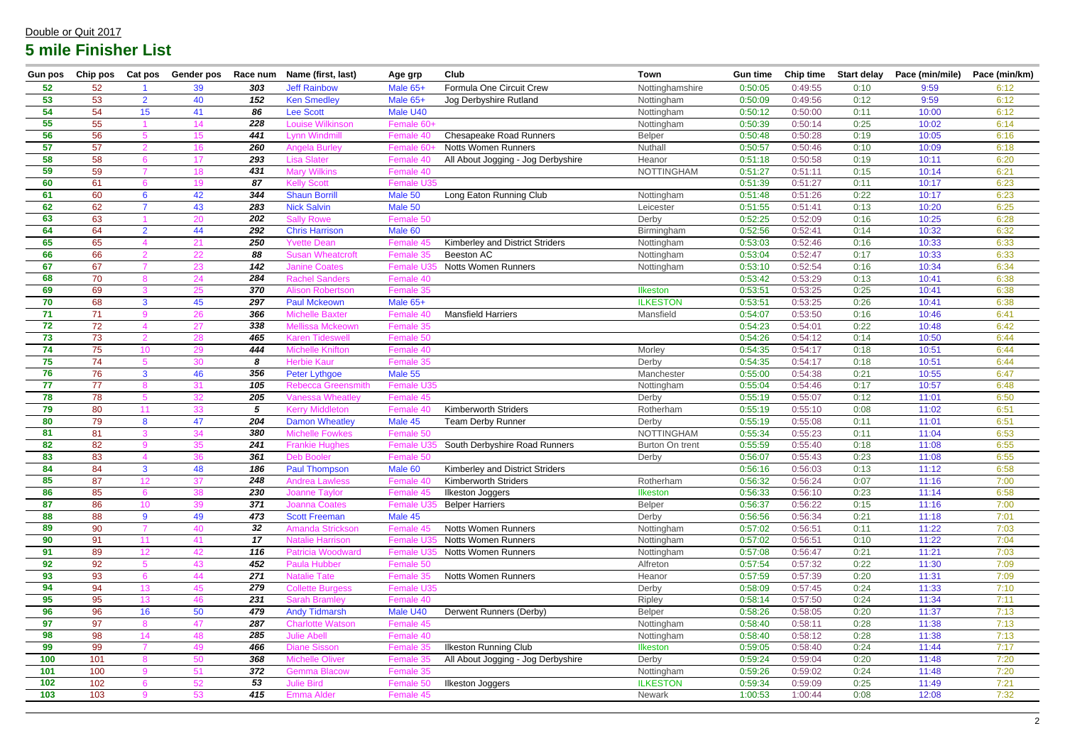Double or Quit 2017

## 5 mile Finisher List

| Gun pos | Chip pos | Cat pos | Gender pos | Race num | Name (first, last) | Age grp | Club | Town | Gun time | Chip time | Start delay | Pace (min/mile) | Pace (min/km) |
|---|---|---|---|---|---|---|---|---|---|---|---|---|---|
| 52 | 52 | 1 | 39 | 303 | Jeff Rainbow | Male 65+ | Formula One Circuit Crew | Nottinghamshire | 0:50:05 | 0:49:55 | 0:10 | 9:59 | 6:12 |
| 53 | 53 | 2 | 40 | 152 | Ken Smedley | Male 65+ | Jog Derbyshire Rutland | Nottingham | 0:50:09 | 0:49:56 | 0:12 | 9:59 | 6:12 |
| 54 | 54 | 15 | 41 | 86 | Lee Scott | Male U40 | | Nottingham | 0:50:12 | 0:50:00 | 0:11 | 10:00 | 6:12 |
| 55 | 55 | 1 | 14 | 228 | Louise Wilkinson | Female 60+ | | Nottingham | 0:50:39 | 0:50:14 | 0:25 | 10:02 | 6:14 |
| 56 | 56 | 5 | 15 | 441 | Lynn Windmill | Female 40 | Chesapeake Road Runners | Belper | 0:50:48 | 0:50:28 | 0:19 | 10:05 | 6:16 |
| 57 | 57 | 2 | 16 | 260 | Angela Burley | Female 60+ | Notts Women Runners | Nuthall | 0:50:57 | 0:50:46 | 0:10 | 10:09 | 6:18 |
| 58 | 58 | 6 | 17 | 293 | Lisa Slater | Female 40 | All About Jogging - Jog Derbyshire | Heanor | 0:51:18 | 0:50:58 | 0:19 | 10:11 | 6:20 |
| 59 | 59 | 7 | 18 | 431 | Mary Wilkins | Female 40 | | NOTTINGHAM | 0:51:27 | 0:51:11 | 0:15 | 10:14 | 6:21 |
| 60 | 61 | 6 | 19 | 87 | Kelly Scott | Female U35 | | | 0:51:39 | 0:51:27 | 0:11 | 10:17 | 6:23 |
| 61 | 60 | 6 | 42 | 344 | Shaun Borrill | Male 50 | Long Eaton Running Club | Nottingham | 0:51:48 | 0:51:26 | 0:22 | 10:17 | 6:23 |
| 62 | 62 | 7 | 43 | 283 | Nick Salvin | Male 50 | | Leicester | 0:51:55 | 0:51:41 | 0:13 | 10:20 | 6:25 |
| 63 | 63 | 1 | 20 | 202 | Sally Rowe | Female 50 | | Derby | 0:52:25 | 0:52:09 | 0:16 | 10:25 | 6:28 |
| 64 | 64 | 2 | 44 | 292 | Chris Harrison | Male 60 | | Birmingham | 0:52:56 | 0:52:41 | 0:14 | 10:32 | 6:32 |
| 65 | 65 | 4 | 21 | 250 | Yvette Dean | Female 45 | Kimberley and District Striders | Nottingham | 0:53:03 | 0:52:46 | 0:16 | 10:33 | 6:33 |
| 66 | 66 | 2 | 22 | 88 | Susan Wheatcroft | Female 35 | Beeston AC | Nottingham | 0:53:04 | 0:52:47 | 0:17 | 10:33 | 6:33 |
| 67 | 67 | 7 | 23 | 142 | Janine Coates | Female U35 | Notts Women Runners | Nottingham | 0:53:10 | 0:52:54 | 0:16 | 10:34 | 6:34 |
| 68 | 70 | 8 | 24 | 284 | Rachel Sanders | Female 40 | | | 0:53:42 | 0:53:29 | 0:13 | 10:41 | 6:38 |
| 69 | 69 | 3 | 25 | 370 | Alison Robertson | Female 35 | | Ilkeston | 0:53:51 | 0:53:25 | 0:25 | 10:41 | 6:38 |
| 70 | 68 | 3 | 45 | 297 | Paul Mckeown | Male 65+ | | ILKESTON | 0:53:51 | 0:53:25 | 0:26 | 10:41 | 6:38 |
| 71 | 71 | 9 | 26 | 366 | Michelle Baxter | Female 40 | Mansfield Harriers | Mansfield | 0:54:07 | 0:53:50 | 0:16 | 10:46 | 6:41 |
| 72 | 72 | 4 | 27 | 338 | Mellissa Mckeown | Female 35 | | | 0:54:23 | 0:54:01 | 0:22 | 10:48 | 6:42 |
| 73 | 73 | 2 | 28 | 465 | Karen Tideswell | Female 50 | | | 0:54:26 | 0:54:12 | 0:14 | 10:50 | 6:44 |
| 74 | 75 | 10 | 29 | 444 | Michelle Knifton | Female 40 | | Morley | 0:54:35 | 0:54:17 | 0:18 | 10:51 | 6:44 |
| 75 | 74 | 5 | 30 | 8 | Herbie Kaur | Female 35 | | Derby | 0:54:35 | 0:54:17 | 0:18 | 10:51 | 6:44 |
| 76 | 76 | 3 | 46 | 356 | Peter Lythgoe | Male 55 | | Manchester | 0:55:00 | 0:54:38 | 0:21 | 10:55 | 6:47 |
| 77 | 77 | 8 | 31 | 105 | Rebecca Greensmith | Female U35 | | Nottingham | 0:55:04 | 0:54:46 | 0:17 | 10:57 | 6:48 |
| 78 | 78 | 5 | 32 | 205 | Vanessa Wheatley | Female 45 | | Derby | 0:55:19 | 0:55:07 | 0:12 | 11:01 | 6:50 |
| 79 | 80 | 11 | 33 | 5 | Kerry Middleton | Female 40 | Kimberworth Striders | Rotherham | 0:55:19 | 0:55:10 | 0:08 | 11:02 | 6:51 |
| 80 | 79 | 8 | 47 | 204 | Damon Wheatley | Male 45 | Team Derby Runner | Derby | 0:55:19 | 0:55:08 | 0:11 | 11:01 | 6:51 |
| 81 | 81 | 3 | 34 | 380 | Michelle Fowkes | Female 50 | | NOTTINGHAM | 0:55:34 | 0:55:23 | 0:11 | 11:04 | 6:53 |
| 82 | 82 | 9 | 35 | 241 | Frankie Hughes | Female U35 | South Derbyshire Road Runners | Burton On trent | 0:55:59 | 0:55:40 | 0:18 | 11:08 | 6:55 |
| 83 | 83 | 4 | 36 | 361 | Deb Booler | Female 50 | | Derby | 0:56:07 | 0:55:43 | 0:23 | 11:08 | 6:55 |
| 84 | 84 | 3 | 48 | 186 | Paul Thompson | Male 60 | Kimberley and District Striders | | 0:56:16 | 0:56:03 | 0:13 | 11:12 | 6:58 |
| 85 | 87 | 12 | 37 | 248 | Andrea Lawless | Female 40 | Kimberworth Striders | Rotherham | 0:56:32 | 0:56:24 | 0:07 | 11:16 | 7:00 |
| 86 | 85 | 6 | 38 | 230 | Joanne Taylor | Female 45 | Ilkeston Joggers | Ilkeston | 0:56:33 | 0:56:10 | 0:23 | 11:14 | 6:58 |
| 87 | 86 | 10 | 39 | 371 | Joanna Coates | Female U35 | Belper Harriers | Belper | 0:56:37 | 0:56:22 | 0:15 | 11:16 | 7:00 |
| 88 | 88 | 9 | 49 | 473 | Scott Freeman | Male 45 | | Derby | 0:56:56 | 0:56:34 | 0:21 | 11:18 | 7:01 |
| 89 | 90 | 7 | 40 | 32 | Amanda Strickson | Female 45 | Notts Women Runners | Nottingham | 0:57:02 | 0:56:51 | 0:11 | 11:22 | 7:03 |
| 90 | 91 | 11 | 41 | 17 | Natalie Harrison | Female U35 | Notts Women Runners | Nottingham | 0:57:02 | 0:56:51 | 0:10 | 11:22 | 7:04 |
| 91 | 89 | 12 | 42 | 116 | Patricia Woodward | Female U35 | Notts Women Runners | Nottingham | 0:57:08 | 0:56:47 | 0:21 | 11:21 | 7:03 |
| 92 | 92 | 5 | 43 | 452 | Paula Hubber | Female 50 | | Alfreton | 0:57:54 | 0:57:32 | 0:22 | 11:30 | 7:09 |
| 93 | 93 | 6 | 44 | 271 | Natalie Tate | Female 35 | Notts Women Runners | Heanor | 0:57:59 | 0:57:39 | 0:20 | 11:31 | 7:09 |
| 94 | 94 | 13 | 45 | 279 | Collette Burgess | Female U35 | | Derby | 0:58:09 | 0:57:45 | 0:24 | 11:33 | 7:10 |
| 95 | 95 | 13 | 46 | 231 | Sarah Bramley | Female 40 | | Ripley | 0:58:14 | 0:57:50 | 0:24 | 11:34 | 7:11 |
| 96 | 96 | 16 | 50 | 479 | Andy Tidmarsh | Male U40 | Derwent Runners (Derby) | Belper | 0:58:26 | 0:58:05 | 0:20 | 11:37 | 7:13 |
| 97 | 97 | 8 | 47 | 287 | Charlotte Watson | Female 45 | | Nottingham | 0:58:40 | 0:58:11 | 0:28 | 11:38 | 7:13 |
| 98 | 98 | 14 | 48 | 285 | Julie Abell | Female 40 | | Nottingham | 0:58:40 | 0:58:12 | 0:28 | 11:38 | 7:13 |
| 99 | 99 | 7 | 49 | 466 | Diane Sisson | Female 35 | Ilkeston Running Club | Ilkeston | 0:59:05 | 0:58:40 | 0:24 | 11:44 | 7:17 |
| 100 | 101 | 8 | 50 | 368 | Michelle Oliver | Female 35 | All About Jogging - Jog Derbyshire | Derby | 0:59:24 | 0:59:04 | 0:20 | 11:48 | 7:20 |
| 101 | 100 | 9 | 51 | 372 | Gemma Blacow | Female 35 | | Nottingham | 0:59:26 | 0:59:02 | 0:24 | 11:48 | 7:20 |
| 102 | 102 | 6 | 52 | 53 | Julie Bird | Female 50 | Ilkeston Joggers | ILKESTON | 0:59:34 | 0:59:09 | 0:25 | 11:49 | 7:21 |
| 103 | 103 | 9 | 53 | 415 | Emma Alder | Female 45 | | Newark | 1:00:53 | 1:00:44 | 0:08 | 12:08 | 7:32 |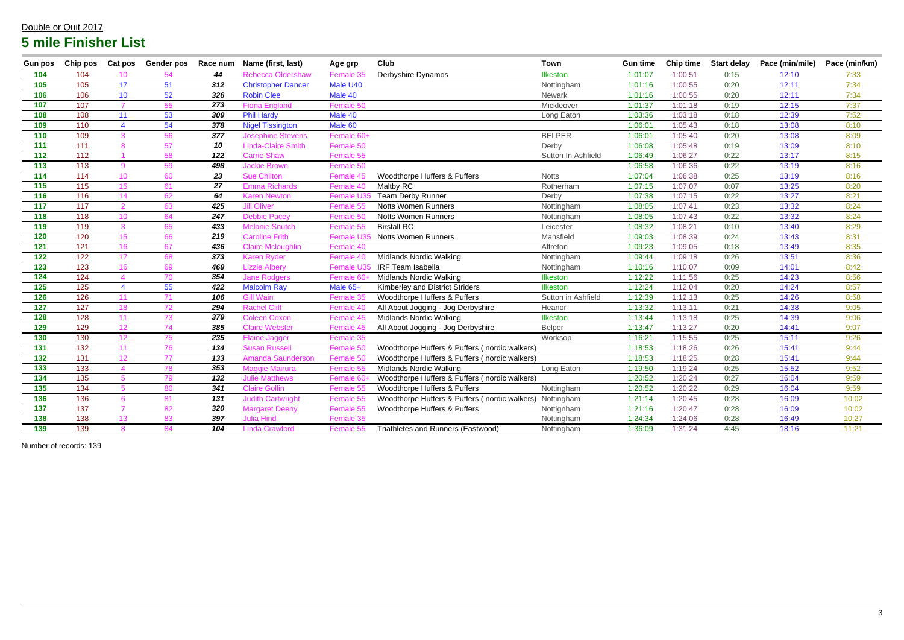Double or Quit 2017

# 5 mile Finisher List

| Gun pos | Chip pos | Cat pos | Gender pos | Race num | Name (first, last) | Age grp | Club | Town | Gun time | Chip time | Start delay | Pace (min/mile) | Pace (min/km) |
|---|---|---|---|---|---|---|---|---|---|---|---|---|---|
| 104 | 104 | 10 | 54 | 44 | Rebecca Oldershaw | Female 35 | Derbyshire Dynamos | Ilkeston | 1:01:07 | 1:00:51 | 0:15 | 12:10 | 7:33 |
| 105 | 105 | 17 | 51 | 312 | Christopher Dancer | Male U40 | | Nottingham | 1:01:16 | 1:00:55 | 0:20 | 12:11 | 7:34 |
| 106 | 106 | 10 | 52 | 326 | Robin Clee | Male 40 | | Newark | 1:01:16 | 1:00:55 | 0:20 | 12:11 | 7:34 |
| 107 | 107 | 7 | 55 | 273 | Fiona England | Female 50 | | Mickleover | 1:01:37 | 1:01:18 | 0:19 | 12:15 | 7:37 |
| 108 | 108 | 11 | 53 | 309 | Phil Hardy | Male 40 | | Long Eaton | 1:03:36 | 1:03:18 | 0:18 | 12:39 | 7:52 |
| 109 | 110 | 4 | 54 | 378 | Nigel Tissington | Male 60 | | | 1:06:01 | 1:05:43 | 0:18 | 13:08 | 8:10 |
| 110 | 109 | 3 | 56 | 377 | Josephine Stevens | Female 60+ | | BELPER | 1:06:01 | 1:05:40 | 0:20 | 13:08 | 8:09 |
| 111 | 111 | 8 | 57 | 10 | Linda-Claire Smith | Female 50 | | Derby | 1:06:08 | 1:05:48 | 0:19 | 13:09 | 8:10 |
| 112 | 112 | 1 | 58 | 122 | Carrie Shaw | Female 55 | | Sutton In Ashfield | 1:06:49 | 1:06:27 | 0:22 | 13:17 | 8:15 |
| 113 | 113 | 9 | 59 | 498 | Jackie Brown | Female 50 | | | 1:06:58 | 1:06:36 | 0:22 | 13:19 | 8:16 |
| 114 | 114 | 10 | 60 | 23 | Sue Chilton | Female 45 | Woodthorpe Huffers & Puffers | Notts | 1:07:04 | 1:06:38 | 0:25 | 13:19 | 8:16 |
| 115 | 115 | 15 | 61 | 27 | Emma Richards | Female 40 | Maltby RC | Rotherham | 1:07:15 | 1:07:07 | 0:07 | 13:25 | 8:20 |
| 116 | 116 | 14 | 62 | 64 | Karen Newton | Female U35 | Team Derby Runner | Derby | 1:07:38 | 1:07:15 | 0:22 | 13:27 | 8:21 |
| 117 | 117 | 2 | 63 | 425 | Jill Oliver | Female 55 | Notts Women Runners | Nottingham | 1:08:05 | 1:07:41 | 0:23 | 13:32 | 8:24 |
| 118 | 118 | 10 | 64 | 247 | Debbie Pacey | Female 50 | Notts Women Runners | Nottingham | 1:08:05 | 1:07:43 | 0:22 | 13:32 | 8:24 |
| 119 | 119 | 3 | 65 | 433 | Melanie Snutch | Female 55 | Birstall RC | Leicester | 1:08:32 | 1:08:21 | 0:10 | 13:40 | 8:29 |
| 120 | 120 | 15 | 66 | 219 | Caroline Frith | Female U35 | Notts Women Runners | Mansfield | 1:09:03 | 1:08:39 | 0:24 | 13:43 | 8:31 |
| 121 | 121 | 16 | 67 | 436 | Claire Mcloughlin | Female 40 | | Alfreton | 1:09:23 | 1:09:05 | 0:18 | 13:49 | 8:35 |
| 122 | 122 | 17 | 68 | 373 | Karen Ryder | Female 40 | Midlands Nordic Walking | Nottingham | 1:09:44 | 1:09:18 | 0:26 | 13:51 | 8:36 |
| 123 | 123 | 16 | 69 | 469 | Lizzie Albery | Female U35 | IRF Team Isabella | Nottingham | 1:10:16 | 1:10:07 | 0:09 | 14:01 | 8:42 |
| 124 | 124 | 4 | 70 | 354 | Jane Rodgers | Female 60+ | Midlands Nordic Walking | Ilkeston | 1:12:22 | 1:11:56 | 0:25 | 14:23 | 8:56 |
| 125 | 125 | 4 | 55 | 422 | Malcolm Ray | Male 65+ | Kimberley and District Striders | Ilkeston | 1:12:24 | 1:12:04 | 0:20 | 14:24 | 8:57 |
| 126 | 126 | 11 | 71 | 106 | Gill Wain | Female 35 | Woodthorpe Huffers & Puffers | Sutton in Ashfield | 1:12:39 | 1:12:13 | 0:25 | 14:26 | 8:58 |
| 127 | 127 | 18 | 72 | 294 | Rachel Cliff | Female 40 | All About Jogging - Jog Derbyshire | Heanor | 1:13:32 | 1:13:11 | 0:21 | 14:38 | 9:05 |
| 128 | 128 | 11 | 73 | 379 | Coleen Coxon | Female 45 | Midlands Nordic Walking | Ilkeston | 1:13:44 | 1:13:18 | 0:25 | 14:39 | 9:06 |
| 129 | 129 | 12 | 74 | 385 | Claire Webster | Female 45 | All About Jogging - Jog Derbyshire | Belper | 1:13:47 | 1:13:27 | 0:20 | 14:41 | 9:07 |
| 130 | 130 | 12 | 75 | 235 | Elaine Jagger | Female 35 | | Worksop | 1:16:21 | 1:15:55 | 0:25 | 15:11 | 9:26 |
| 131 | 132 | 11 | 76 | 134 | Susan Russell | Female 50 | Woodthorpe Huffers & Puffers ( nordic walkers) | | 1:18:53 | 1:18:26 | 0:26 | 15:41 | 9:44 |
| 132 | 131 | 12 | 77 | 133 | Amanda Saunderson | Female 50 | Woodthorpe Huffers & Puffers ( nordic walkers) | | 1:18:53 | 1:18:25 | 0:28 | 15:41 | 9:44 |
| 133 | 133 | 4 | 78 | 353 | Maggie Mairura | Female 55 | Midlands Nordic Walking | Long Eaton | 1:19:50 | 1:19:24 | 0:25 | 15:52 | 9:52 |
| 134 | 135 | 5 | 79 | 132 | Julie Matthews | Female 60+ | Woodthorpe Huffers & Puffers ( nordic walkers) | | 1:20:52 | 1:20:24 | 0:27 | 16:04 | 9:59 |
| 135 | 134 | 5 | 80 | 341 | Claire Gollin | Female 55 | Woodthorpe Huffers & Puffers | Nottingham | 1:20:52 | 1:20:22 | 0:29 | 16:04 | 9:59 |
| 136 | 136 | 6 | 81 | 131 | Judith Cartwright | Female 55 | Woodthorpe Huffers & Puffers ( nordic walkers) | Nottingham | 1:21:14 | 1:20:45 | 0:28 | 16:09 | 10:02 |
| 137 | 137 | 7 | 82 | 320 | Margaret Deeny | Female 55 | Woodthorpe Huffers & Puffers | Nottignham | 1:21:16 | 1:20:47 | 0:28 | 16:09 | 10:02 |
| 138 | 138 | 13 | 83 | 397 | Julia Hind | Female 35 | | Nottingham | 1:24:34 | 1:24:06 | 0:28 | 16:49 | 10:27 |
| 139 | 139 | 8 | 84 | 104 | Linda Crawford | Female 55 | Triathletes and Runners (Eastwood) | Nottingham | 1:36:09 | 1:31:24 | 4:45 | 18:16 | 11:21 |

Number of records: 139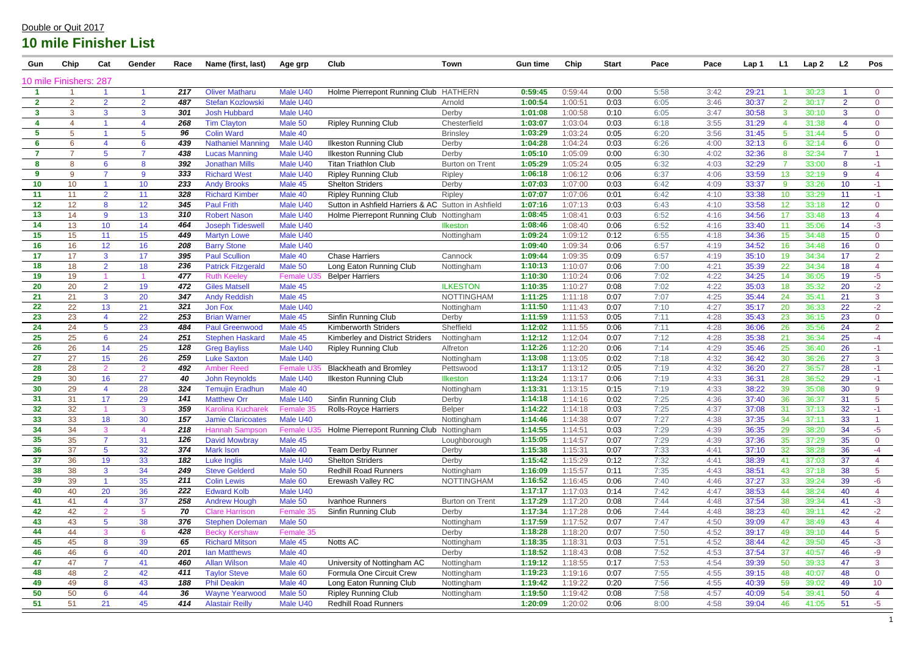Double or Quit 2017

# 10 mile Finisher List

| Gun | Chip | Cat | Gender | Race | Name (first, last) | Age grp | Club | Town | Gun time | Chip | Start | Pace | Pace | Lap 1 | L1 | Lap 2 | L2 | Pos |
|---|---|---|---|---|---|---|---|---|---|---|---|---|---|---|---|---|---|---|
| 10 mile Finishers: 287 | | | | | | | | | | | | | | | | | | |
| 1 | 1 | 1 | 1 | 217 | Oliver Matharu | Male U40 | Holme Pierrepont Running Club | HATHERN | 0:59:45 | 0:59:44 | 0:00 | 5:58 | 3:42 | 29:21 | 1 | 30:23 | 1 | 0 |
| 2 | 2 | 2 | 2 | 487 | Stefan Kozlowski | Male U40 | | Arnold | 1:00:54 | 1:00:51 | 0:03 | 6:05 | 3:46 | 30:37 | 2 | 30:17 | 2 | 0 |
| 3 | 3 | 3 | 3 | 301 | Josh Hubbard | Male U40 | | Derby | 1:01:08 | 1:00:58 | 0:10 | 6:05 | 3:47 | 30:58 | 3 | 30:10 | 3 | 0 |
| 4 | 4 | 1 | 4 | 268 | Tim Clayton | Male 50 | Ripley Running Club | Chesterfield | 1:03:07 | 1:03:04 | 0:03 | 6:18 | 3:55 | 31:29 | 4 | 31:38 | 4 | 0 |
| 5 | 5 | 1 | 5 | 96 | Colin Ward | Male 40 | | Brinsley | 1:03:29 | 1:03:24 | 0:05 | 6:20 | 3:56 | 31:45 | 5 | 31:44 | 5 | 0 |
| 6 | 6 | 4 | 6 | 439 | Nathaniel Manning | Male U40 | Ilkeston Running Club | Derby | 1:04:28 | 1:04:24 | 0:03 | 6:26 | 4:00 | 32:13 | 6 | 32:14 | 6 | 0 |
| 7 | 7 | 5 | 7 | 438 | Lucas Manning | Male U40 | Ilkeston Running Club | Derby | 1:05:10 | 1:05:09 | 0:00 | 6:30 | 4:02 | 32:36 | 8 | 32:34 | 7 | 1 |
| 8 | 8 | 6 | 8 | 392 | Jonathan Mills | Male U40 | Titan Triathlon Club | Burton on Trent | 1:05:29 | 1:05:24 | 0:05 | 6:32 | 4:03 | 32:29 | 7 | 33:00 | 8 | -1 |
| 9 | 9 | 7 | 9 | 333 | Richard West | Male U40 | Ripley Running Club | Ripley | 1:06:18 | 1:06:12 | 0:06 | 6:37 | 4:06 | 33:59 | 13 | 32:19 | 9 | 4 |
| 10 | 10 | 1 | 10 | 233 | Andy Brooks | Male 45 | Shelton Striders | Derby | 1:07:03 | 1:07:00 | 0:03 | 6:42 | 4:09 | 33:37 | 9 | 33:26 | 10 | -1 |
| 11 | 11 | 2 | 11 | 328 | Richard Kimber | Male 40 | Ripley Running Club | Ripley | 1:07:07 | 1:07:06 | 0:01 | 6:42 | 4:10 | 33:38 | 10 | 33:29 | 11 | -1 |
| 12 | 12 | 8 | 12 | 345 | Paul Frith | Male U40 | Sutton in Ashfield Harriers & AC | Sutton in Ashfield | 1:07:16 | 1:07:13 | 0:03 | 6:43 | 4:10 | 33:58 | 12 | 33:18 | 12 | 0 |
| 13 | 14 | 9 | 13 | 310 | Robert Nason | Male U40 | Holme Pierrepont Running Club | Nottingham | 1:08:45 | 1:08:41 | 0:03 | 6:52 | 4:16 | 34:56 | 17 | 33:48 | 13 | 4 |
| 14 | 13 | 10 | 14 | 464 | Joseph Tideswell | Male U40 | | Ilkeston | 1:08:46 | 1:08:40 | 0:06 | 6:52 | 4:16 | 33:40 | 11 | 35:06 | 14 | -3 |
| 15 | 15 | 11 | 15 | 449 | Martyn Lowe | Male U40 | | Nottingham | 1:09:24 | 1:09:12 | 0:12 | 6:55 | 4:18 | 34:36 | 15 | 34:48 | 15 | 0 |
| 16 | 16 | 12 | 16 | 208 | Barry Stone | Male U40 | | | 1:09:40 | 1:09:34 | 0:06 | 6:57 | 4:19 | 34:52 | 16 | 34:48 | 16 | 0 |
| 17 | 17 | 3 | 17 | 395 | Paul Scullion | Male 40 | Chase Harriers | Cannock | 1:09:44 | 1:09:35 | 0:09 | 6:57 | 4:19 | 35:10 | 19 | 34:34 | 17 | 2 |
| 18 | 18 | 2 | 18 | 236 | Patrick Fitzgerald | Male 50 | Long Eaton Running Club | Nottingham | 1:10:13 | 1:10:07 | 0:06 | 7:00 | 4:21 | 35:39 | 22 | 34:34 | 18 | 4 |
| 19 | 19 | 1 | 1 | 477 | Ruth Keeley | Female U35 | Belper Harriers | | 1:10:30 | 1:10:24 | 0:06 | 7:02 | 4:22 | 34:25 | 14 | 36:05 | 19 | -5 |
| 20 | 20 | 2 | 19 | 472 | Giles Matsell | Male 45 | | ILKESTON | 1:10:35 | 1:10:27 | 0:08 | 7:02 | 4:22 | 35:03 | 18 | 35:32 | 20 | -2 |
| 21 | 21 | 3 | 20 | 347 | Andy Reddish | Male 45 | | NOTTINGHAM | 1:11:25 | 1:11:18 | 0:07 | 7:07 | 4:25 | 35:44 | 24 | 35:41 | 21 | 3 |
| 22 | 22 | 13 | 21 | 321 | Jon Fox | Male U40 | | Nottingham | 1:11:50 | 1:11:43 | 0:07 | 7:10 | 4:27 | 35:17 | 20 | 36:33 | 22 | -2 |
| 23 | 23 | 4 | 22 | 253 | Brian Warner | Male 45 | Sinfin Running Club | Derby | 1:11:59 | 1:11:53 | 0:05 | 7:11 | 4:28 | 35:43 | 23 | 36:15 | 23 | 0 |
| 24 | 24 | 5 | 23 | 484 | Paul Greenwood | Male 45 | Kimberworth Striders | Sheffield | 1:12:02 | 1:11:55 | 0:06 | 7:11 | 4:28 | 36:06 | 26 | 35:56 | 24 | 2 |
| 25 | 25 | 6 | 24 | 251 | Stephen Haskard | Male 45 | Kimberley and District Striders | Nottingham | 1:12:12 | 1:12:04 | 0:07 | 7:12 | 4:28 | 35:38 | 21 | 36:34 | 25 | -4 |
| 26 | 26 | 14 | 25 | 128 | Greg Bayliss | Male U40 | Ripley Running Club | Alfreton | 1:12:26 | 1:12:20 | 0:06 | 7:14 | 4:29 | 35:46 | 25 | 36:40 | 26 | -1 |
| 27 | 27 | 15 | 26 | 259 | Luke Saxton | Male U40 | | Nottingham | 1:13:08 | 1:13:05 | 0:02 | 7:18 | 4:32 | 36:42 | 30 | 36:26 | 27 | 3 |
| 28 | 28 | 2 | 2 | 492 | Amber Reed | Female U35 | Blackheath and Bromley | Pettswood | 1:13:17 | 1:13:12 | 0:05 | 7:19 | 4:32 | 36:20 | 27 | 36:57 | 28 | -1 |
| 29 | 30 | 16 | 27 | 40 | John Reynolds | Male U40 | Ilkeston Running Club | Ilkeston | 1:13:24 | 1:13:17 | 0:06 | 7:19 | 4:33 | 36:31 | 28 | 36:52 | 29 | -1 |
| 30 | 29 | 4 | 28 | 324 | Temujin Eradhun | Male 40 | | Nottingham | 1:13:31 | 1:13:15 | 0:15 | 7:19 | 4:33 | 38:22 | 39 | 35:08 | 30 | 9 |
| 31 | 31 | 17 | 29 | 141 | Matthew Orr | Male U40 | Sinfin Running Club | Derby | 1:14:18 | 1:14:16 | 0:02 | 7:25 | 4:36 | 37:40 | 36 | 36:37 | 31 | 5 |
| 32 | 32 | 1 | 3 | 359 | Karolina Kucharek | Female 35 | Rolls-Royce Harriers | Belper | 1:14:22 | 1:14:18 | 0:03 | 7:25 | 4:37 | 37:08 | 31 | 37:13 | 32 | -1 |
| 33 | 33 | 18 | 30 | 157 | Jamie Claricoates | Male U40 | | Nottingham | 1:14:46 | 1:14:38 | 0:07 | 7:27 | 4:38 | 37:35 | 34 | 37:11 | 33 | 1 |
| 34 | 34 | 3 | 4 | 218 | Hannah Sampson | Female U35 | Holme Pierrepont Running Club | Nottingham | 1:14:55 | 1:14:51 | 0:03 | 7:29 | 4:39 | 36:35 | 29 | 38:20 | 34 | -5 |
| 35 | 35 | 7 | 31 | 126 | David Mowbray | Male 45 | | Loughborough | 1:15:05 | 1:14:57 | 0:07 | 7:29 | 4:39 | 37:36 | 35 | 37:29 | 35 | 0 |
| 36 | 37 | 5 | 32 | 374 | Mark Ison | Male 40 | Team Derby Runner | Derby | 1:15:38 | 1:15:31 | 0:07 | 7:33 | 4:41 | 37:10 | 32 | 38:28 | 36 | -4 |
| 37 | 36 | 19 | 33 | 182 | Luke Inglis | Male U40 | Shelton Striders | Derby | 1:15:42 | 1:15:29 | 0:12 | 7:32 | 4:41 | 38:39 | 41 | 37:03 | 37 | 4 |
| 38 | 38 | 3 | 34 | 249 | Steve Gelderd | Male 50 | Redhill Road Runners | Nottingham | 1:16:09 | 1:15:57 | 0:11 | 7:35 | 4:43 | 38:51 | 43 | 37:18 | 38 | 5 |
| 39 | 39 | 1 | 35 | 211 | Colin Lewis | Male 60 | Erewash Valley RC | NOTTINGHAM | 1:16:52 | 1:16:45 | 0:06 | 7:40 | 4:46 | 37:27 | 33 | 39:24 | 39 | -6 |
| 40 | 40 | 20 | 36 | 222 | Edward Kolb | Male U40 | | | 1:17:17 | 1:17:03 | 0:14 | 7:42 | 4:47 | 38:53 | 44 | 38:24 | 40 | 4 |
| 41 | 41 | 4 | 37 | 258 | Andrew Hough | Male 50 | Ivanhoe Runners | Burton on Trent | 1:17:29 | 1:17:20 | 0:08 | 7:44 | 4:48 | 37:54 | 38 | 39:34 | 41 | -3 |
| 42 | 42 | 2 | 5 | 70 | Clare Harrison | Female 35 | Sinfin Running Club | Derby | 1:17:34 | 1:17:28 | 0:06 | 7:44 | 4:48 | 38:23 | 40 | 39:11 | 42 | -2 |
| 43 | 43 | 5 | 38 | 376 | Stephen Doleman | Male 50 | | Nottingham | 1:17:59 | 1:17:52 | 0:07 | 7:47 | 4:50 | 39:09 | 47 | 38:49 | 43 | 4 |
| 44 | 44 | 3 | 6 | 428 | Becky Kershaw | Female 35 | | Derby | 1:18:28 | 1:18:20 | 0:07 | 7:50 | 4:52 | 39:17 | 49 | 39:10 | 44 | 5 |
| 45 | 45 | 8 | 39 | 65 | Richard Mitson | Male 45 | Notts AC | Nottingham | 1:18:35 | 1:18:31 | 0:03 | 7:51 | 4:52 | 38:44 | 42 | 39:50 | 45 | -3 |
| 46 | 46 | 6 | 40 | 201 | Ian Matthews | Male 40 | | Derby | 1:18:52 | 1:18:43 | 0:08 | 7:52 | 4:53 | 37:54 | 37 | 40:57 | 46 | -9 |
| 47 | 47 | 7 | 41 | 460 | Allan Wilson | Male 40 | University of Nottingham AC | Nottingham | 1:19:12 | 1:18:55 | 0:17 | 7:53 | 4:54 | 39:39 | 50 | 39:33 | 47 | 3 |
| 48 | 48 | 2 | 42 | 411 | Taylor Steve | Male 60 | Formula One Circuit Crew | Nottingham | 1:19:23 | 1:19:16 | 0:07 | 7:55 | 4:55 | 39:15 | 48 | 40:07 | 48 | 0 |
| 49 | 49 | 8 | 43 | 188 | Phil Deakin | Male 40 | Long Eaton Running Club | Nottingham | 1:19:42 | 1:19:22 | 0:20 | 7:56 | 4:55 | 40:39 | 59 | 39:02 | 49 | 10 |
| 50 | 50 | 6 | 44 | 36 | Wayne Yearwood | Male 50 | Ripley Running Club | Nottingham | 1:19:50 | 1:19:42 | 0:08 | 7:58 | 4:57 | 40:09 | 54 | 39:41 | 50 | 4 |
| 51 | 51 | 21 | 45 | 414 | Alastair Reilly | Male U40 | Redhill Road Runners | | 1:20:09 | 1:20:02 | 0:06 | 8:00 | 4:58 | 39:04 | 46 | 41:05 | 51 | -5 |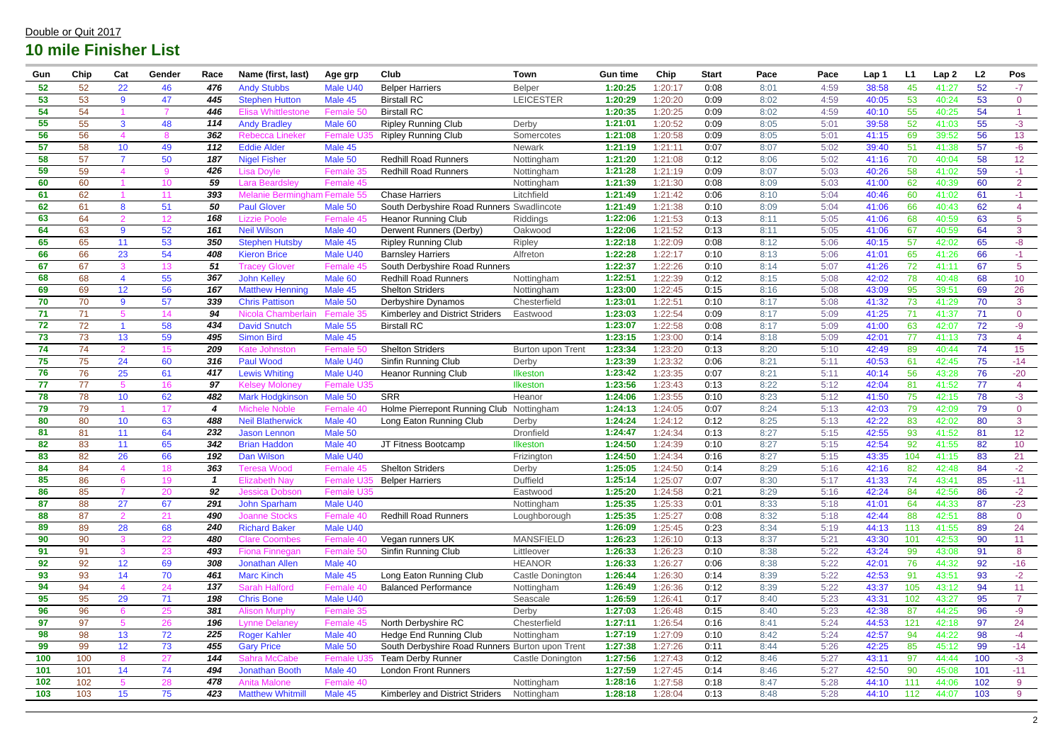Double or Quit 2017

## 10 mile Finisher List

| Gun | Chip | Cat | Gender | Race | Name (first, last) | Age grp | Club | Town | Gun time | Chip | Start | Pace | Pace | Lap 1 | L1 | Lap 2 | L2 | Pos |
|---|---|---|---|---|---|---|---|---|---|---|---|---|---|---|---|---|---|---|
| 52 | 52 | 22 | 46 | 476 | Andy Stubbs | Male U40 | Belper Harriers | Belper | 1:20:25 | 1:20:17 | 0:08 | 8:01 | 4:59 | 38:58 | 45 | 41:27 | 52 | -7 |
| 53 | 53 | 9 | 47 | 445 | Stephen Hutton | Male 45 | Birstall RC | LEICESTER | 1:20:29 | 1:20:20 | 0:09 | 8:02 | 4:59 | 40:05 | 53 | 40:24 | 53 | 0 |
| 54 | 54 | 1 | 7 | 446 | Elisa Whittlestone | Female 50 | Birstall RC | | 1:20:35 | 1:20:25 | 0:09 | 8:02 | 4:59 | 40:10 | 55 | 40:25 | 54 | 1 |
| 55 | 55 | 3 | 48 | 114 | Andy Bradley | Male 60 | Ripley Running Club | Derby | 1:21:01 | 1:20:52 | 0:09 | 8:05 | 5:01 | 39:58 | 52 | 41:03 | 55 | -3 |
| 56 | 56 | 4 | 8 | 362 | Rebecca Lineker | Female U35 | Ripley Running Club | Somercotes | 1:21:08 | 1:20:58 | 0:09 | 8:05 | 5:01 | 41:15 | 69 | 39:52 | 56 | 13 |
| 57 | 58 | 10 | 49 | 112 | Eddie Alder | Male 45 | | Newark | 1:21:19 | 1:21:11 | 0:07 | 8:07 | 5:02 | 39:40 | 51 | 41:38 | 57 | -6 |
| 58 | 57 | 7 | 50 | 187 | Nigel Fisher | Male 50 | Redhill Road Runners | Nottingham | 1:21:20 | 1:21:08 | 0:12 | 8:06 | 5:02 | 41:16 | 70 | 40:04 | 58 | 12 |
| 59 | 59 | 4 | 9 | 426 | Lisa Doyle | Female 35 | Redhill Road Runners | Nottingham | 1:21:28 | 1:21:19 | 0:09 | 8:07 | 5:03 | 40:26 | 58 | 41:02 | 59 | -1 |
| 60 | 60 | 1 | 10 | 59 | Lara Beardsley | Female 45 | | Nottingham | 1:21:39 | 1:21:30 | 0:08 | 8:09 | 5:03 | 41:00 | 62 | 40:39 | 60 | 2 |
| 61 | 62 | 1 | 11 | 393 | Melanie Bermingham | Female 55 | Chase Harriers | Litchfield | 1:21:49 | 1:21:42 | 0:06 | 8:10 | 5:04 | 40:46 | 60 | 41:02 | 61 | -1 |
| 62 | 61 | 8 | 51 | 50 | Paul Glover | Male 50 | South Derbyshire Road Runners | Swadlincote | 1:21:49 | 1:21:38 | 0:10 | 8:09 | 5:04 | 41:06 | 66 | 40:43 | 62 | 4 |
| 63 | 64 | 2 | 12 | 168 | Lizzie Poole | Female 45 | Heanor Running Club | Riddings | 1:22:06 | 1:21:53 | 0:13 | 8:11 | 5:05 | 41:06 | 68 | 40:59 | 63 | 5 |
| 64 | 63 | 9 | 52 | 161 | Neil Wilson | Male 40 | Derwent Runners (Derby) | Oakwood | 1:22:06 | 1:21:52 | 0:13 | 8:11 | 5:05 | 41:06 | 67 | 40:59 | 64 | 3 |
| 65 | 65 | 11 | 53 | 350 | Stephen Hutsby | Male 45 | Ripley Running Club | Ripley | 1:22:18 | 1:22:09 | 0:08 | 8:12 | 5:06 | 40:15 | 57 | 42:02 | 65 | -8 |
| 66 | 66 | 23 | 54 | 408 | Kieron Brice | Male U40 | Barnsley Harriers | Alfreton | 1:22:28 | 1:22:17 | 0:10 | 8:13 | 5:06 | 41:01 | 65 | 41:26 | 66 | -1 |
| 67 | 67 | 3 | 13 | 51 | Tracey Glover | Female 45 | South Derbyshire Road Runners | | 1:22:37 | 1:22:26 | 0:10 | 8:14 | 5:07 | 41:26 | 72 | 41:11 | 67 | 5 |
| 68 | 68 | 4 | 55 | 367 | John Kelley | Male 60 | Redhill Road Runners | Nottingham | 1:22:51 | 1:22:39 | 0:12 | 8:15 | 5:08 | 42:02 | 78 | 40:48 | 68 | 10 |
| 69 | 69 | 12 | 56 | 167 | Matthew Henning | Male 45 | Shelton Striders | Nottingham | 1:23:00 | 1:22:45 | 0:15 | 8:16 | 5:08 | 43:09 | 95 | 39:51 | 69 | 26 |
| 70 | 70 | 9 | 57 | 339 | Chris Pattison | Male 50 | Derbyshire Dynamos | Chesterfield | 1:23:01 | 1:22:51 | 0:10 | 8:17 | 5:08 | 41:32 | 73 | 41:29 | 70 | 3 |
| 71 | 71 | 5 | 14 | 94 | Nicola Chamberlain | Female 35 | Kimberley and District Striders | Eastwood | 1:23:03 | 1:22:54 | 0:09 | 8:17 | 5:09 | 41:25 | 71 | 41:37 | 71 | 0 |
| 72 | 72 | 1 | 58 | 434 | David Snutch | Male 55 | Birstall RC | | 1:23:07 | 1:22:58 | 0:08 | 8:17 | 5:09 | 41:00 | 63 | 42:07 | 72 | -9 |
| 73 | 73 | 13 | 59 | 495 | Simon Bird | Male 45 | | | 1:23:15 | 1:23:00 | 0:14 | 8:18 | 5:09 | 42:01 | 77 | 41:13 | 73 | 4 |
| 74 | 74 | 2 | 15 | 209 | Kate Johnston | Female 50 | Shelton Striders | Burton upon Trent | 1:23:34 | 1:23:20 | 0:13 | 8:20 | 5:10 | 42:49 | 89 | 40:44 | 74 | 15 |
| 75 | 75 | 24 | 60 | 316 | Paul Wood | Male U40 | Sinfin Running Club | Derby | 1:23:39 | 1:23:32 | 0:06 | 8:21 | 5:11 | 40:53 | 61 | 42:45 | 75 | -14 |
| 76 | 76 | 25 | 61 | 417 | Lewis Whiting | Male U40 | Heanor Running Club | Ilkeston | 1:23:42 | 1:23:35 | 0:07 | 8:21 | 5:11 | 40:14 | 56 | 43:28 | 76 | -20 |
| 77 | 77 | 5 | 16 | 97 | Kelsey Moloney | Female U35 | | Ilkeston | 1:23:56 | 1:23:43 | 0:13 | 8:22 | 5:12 | 42:04 | 81 | 41:52 | 77 | 4 |
| 78 | 78 | 10 | 62 | 482 | Mark Hodgkinson | Male 50 | SRR | Heanor | 1:24:06 | 1:23:55 | 0:10 | 8:23 | 5:12 | 41:50 | 75 | 42:15 | 78 | -3 |
| 79 | 79 | 1 | 17 | 4 | Michele Noble | Female 40 | Holme Pierrepont Running Club | Nottingham | 1:24:13 | 1:24:05 | 0:07 | 8:24 | 5:13 | 42:03 | 79 | 42:09 | 79 | 0 |
| 80 | 80 | 10 | 63 | 488 | Neil Blatherwick | Male 40 | Long Eaton Running Club | Derby | 1:24:24 | 1:24:12 | 0:12 | 8:25 | 5:13 | 42:22 | 83 | 42:02 | 80 | 3 |
| 81 | 81 | 11 | 64 | 232 | Jason Lennon | Male 50 | | Dronfield | 1:24:47 | 1:24:34 | 0:13 | 8:27 | 5:15 | 42:55 | 93 | 41:52 | 81 | 12 |
| 82 | 83 | 11 | 65 | 342 | Brian Haddon | Male 40 | JT Fitness Bootcamp | Ilkeston | 1:24:50 | 1:24:39 | 0:10 | 8:27 | 5:15 | 42:54 | 92 | 41:55 | 82 | 10 |
| 83 | 82 | 26 | 66 | 192 | Dan Wilson | Male U40 | | Frizington | 1:24:50 | 1:24:34 | 0:16 | 8:27 | 5:15 | 43:35 | 104 | 41:15 | 83 | 21 |
| 84 | 84 | 4 | 18 | 363 | Teresa Wood | Female 45 | Shelton Striders | Derby | 1:25:05 | 1:24:50 | 0:14 | 8:29 | 5:16 | 42:16 | 82 | 42:48 | 84 | -2 |
| 85 | 86 | 6 | 19 | 1 | Elizabeth Nay | Female U35 | Belper Harriers | Duffield | 1:25:14 | 1:25:07 | 0:07 | 8:30 | 5:17 | 41:33 | 74 | 43:41 | 85 | -11 |
| 86 | 85 | 7 | 20 | 92 | Jessica Dobson | Female U35 | | Eastwood | 1:25:20 | 1:24:58 | 0:21 | 8:29 | 5:16 | 42:24 | 84 | 42:56 | 86 | -2 |
| 87 | 88 | 27 | 67 | 291 | John Sparham | Male U40 | | Nottingham | 1:25:35 | 1:25:33 | 0:01 | 8:33 | 5:18 | 41:01 | 64 | 44:33 | 87 | -23 |
| 88 | 87 | 2 | 21 | 490 | Joanne Stocks | Female 40 | Redhill Road Runners | Loughborough | 1:25:35 | 1:25:27 | 0:08 | 8:32 | 5:18 | 42:44 | 88 | 42:51 | 88 | 0 |
| 89 | 89 | 28 | 68 | 240 | Richard Baker | Male U40 | | | 1:26:09 | 1:25:45 | 0:23 | 8:34 | 5:19 | 44:13 | 113 | 41:55 | 89 | 24 |
| 90 | 90 | 3 | 22 | 480 | Clare Coombes | Female 40 | Vegan runners UK | MANSFIELD | 1:26:23 | 1:26:10 | 0:13 | 8:37 | 5:21 | 43:30 | 101 | 42:53 | 90 | 11 |
| 91 | 91 | 3 | 23 | 493 | Fiona Finnegan | Female 50 | Sinfin Running Club | Littleover | 1:26:33 | 1:26:23 | 0:10 | 8:38 | 5:22 | 43:24 | 99 | 43:08 | 91 | 8 |
| 92 | 92 | 12 | 69 | 308 | Jonathan Allen | Male 40 | | HEANOR | 1:26:33 | 1:26:27 | 0:06 | 8:38 | 5:22 | 42:01 | 76 | 44:32 | 92 | -16 |
| 93 | 93 | 14 | 70 | 461 | Marc Kinch | Male 45 | Long Eaton Running Club | Castle Donington | 1:26:44 | 1:26:30 | 0:14 | 8:39 | 5:22 | 42:53 | 91 | 43:51 | 93 | -2 |
| 94 | 94 | 4 | 24 | 137 | Sarah Halford | Female 40 | Balanced Performance | Nottingham | 1:26:49 | 1:26:36 | 0:12 | 8:39 | 5:22 | 43:37 | 105 | 43:12 | 94 | 11 |
| 95 | 95 | 29 | 71 | 198 | Chris Bone | Male U40 | | Seascale | 1:26:59 | 1:26:41 | 0:17 | 8:40 | 5:23 | 43:31 | 102 | 43:27 | 95 | 7 |
| 96 | 96 | 6 | 25 | 381 | Alison Murphy | Female 35 | | Derby | 1:27:03 | 1:26:48 | 0:15 | 8:40 | 5:23 | 42:38 | 87 | 44:25 | 96 | -9 |
| 97 | 97 | 5 | 26 | 196 | Lynne Delaney | Female 45 | North Derbyshire RC | Chesterfield | 1:27:11 | 1:26:54 | 0:16 | 8:41 | 5:24 | 44:53 | 121 | 42:18 | 97 | 24 |
| 98 | 98 | 13 | 72 | 225 | Roger Kahler | Male 40 | Hedge End Running Club | Nottingham | 1:27:19 | 1:27:09 | 0:10 | 8:42 | 5:24 | 42:57 | 94 | 44:22 | 98 | -4 |
| 99 | 99 | 12 | 73 | 455 | Gary Price | Male 50 | South Derbyshire Road Runners | Burton upon Trent | 1:27:38 | 1:27:26 | 0:11 | 8:44 | 5:26 | 42:25 | 85 | 45:12 | 99 | -14 |
| 100 | 100 | 8 | 27 | 144 | Sahra McCabe | Female U35 | Team Derby Runner | Castle Donington | 1:27:56 | 1:27:43 | 0:12 | 8:46 | 5:27 | 43:11 | 97 | 44:44 | 100 | -3 |
| 101 | 101 | 14 | 74 | 494 | Jonathan Booth | Male 40 | London Front Runners | | 1:27:59 | 1:27:45 | 0:14 | 8:46 | 5:27 | 42:50 | 90 | 45:08 | 101 | -11 |
| 102 | 102 | 5 | 28 | 478 | Anita Malone | Female 40 | | Nottingham | 1:28:16 | 1:27:58 | 0:18 | 8:47 | 5:28 | 44:10 | 111 | 44:06 | 102 | 9 |
| 103 | 103 | 15 | 75 | 423 | Matthew Whitmill | Male 45 | Kimberley and District Striders | Nottingham | 1:28:18 | 1:28:04 | 0:13 | 8:48 | 5:28 | 44:10 | 112 | 44:07 | 103 | 9 |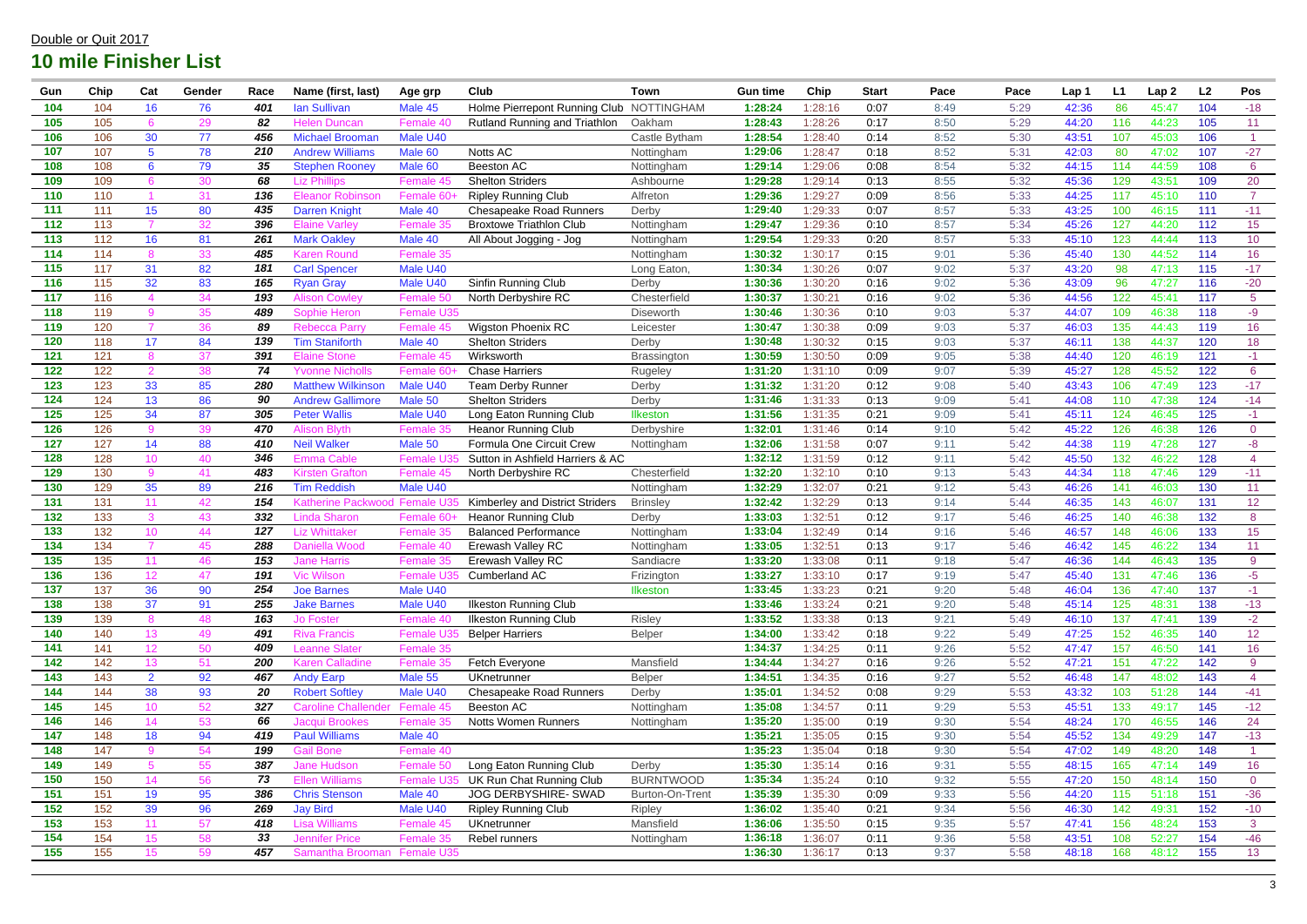Double or Quit 2017

## 10 mile Finisher List

| Gun | Chip | Cat | Gender | Race | Name (first, last) | Age grp | Club | Town | Gun time | Chip | Start | Pace | Pace | Lap 1 | L1 | Lap 2 | L2 | Pos |
|---|---|---|---|---|---|---|---|---|---|---|---|---|---|---|---|---|---|---|
| 104 | 104 | 16 | 76 | 401 | Ian Sullivan | Male 45 | Holme Pierrepont Running Club | NOTTINGHAM | 1:28:24 | 1:28:16 | 0:07 | 8:49 | 5:29 | 42:36 | 86 | 45:47 | 104 | -18 |
| 105 | 105 | 6 | 29 | 82 | Helen Duncan | Female 40 | Rutland Running and Triathlon | Oakham | 1:28:43 | 1:28:26 | 0:17 | 8:50 | 5:29 | 44:20 | 116 | 44:23 | 105 | 11 |
| 106 | 106 | 30 | 77 | 456 | Michael Brooman | Male U40 | | Castle Bytham | 1:28:54 | 1:28:40 | 0:14 | 8:52 | 5:30 | 43:51 | 107 | 45:03 | 106 | 1 |
| 107 | 107 | 5 | 78 | 210 | Andrew Williams | Male 60 | Notts AC | Nottingham | 1:29:06 | 1:28:47 | 0:18 | 8:52 | 5:31 | 42:03 | 80 | 47:02 | 107 | -27 |
| 108 | 108 | 6 | 79 | 35 | Stephen Rooney | Male 60 | Beeston AC | Nottingham | 1:29:14 | 1:29:06 | 0:08 | 8:54 | 5:32 | 44:15 | 114 | 44:59 | 108 | 6 |
| 109 | 109 | 6 | 30 | 68 | Liz Phillips | Female 45 | Shelton Striders | Ashbourne | 1:29:28 | 1:29:14 | 0:13 | 8:55 | 5:32 | 45:36 | 129 | 43:51 | 109 | 20 |
| 110 | 110 | 1 | 31 | 136 | Eleanor Robinson | Female 60+ | Ripley Running Club | Alfreton | 1:29:36 | 1:29:27 | 0:09 | 8:56 | 5:33 | 44:25 | 117 | 45:10 | 110 | 7 |
| 111 | 111 | 15 | 80 | 435 | Darren Knight | Male 40 | Chesapeake Road Runners | Derby | 1:29:40 | 1:29:33 | 0:07 | 8:57 | 5:33 | 43:25 | 100 | 46:15 | 111 | -11 |
| 112 | 113 | 7 | 32 | 396 | Elaine Varley | Female 35 | Broxtowe Triathlon Club | Nottingham | 1:29:47 | 1:29:36 | 0:10 | 8:57 | 5:34 | 45:26 | 127 | 44:20 | 112 | 15 |
| 113 | 112 | 16 | 81 | 261 | Mark Oakley | Male 40 | All About Jogging - Jog | Nottingham | 1:29:54 | 1:29:33 | 0:20 | 8:57 | 5:33 | 45:10 | 123 | 44:44 | 113 | 10 |
| 114 | 114 | 8 | 33 | 485 | Karen Round | Female 35 | | Nottingham | 1:30:32 | 1:30:17 | 0:15 | 9:01 | 5:36 | 45:40 | 130 | 44:52 | 114 | 16 |
| 115 | 117 | 31 | 82 | 181 | Carl Spencer | Male U40 | | Long Eaton, | 1:30:34 | 1:30:26 | 0:07 | 9:02 | 5:37 | 43:20 | 98 | 47:13 | 115 | -17 |
| 116 | 115 | 32 | 83 | 165 | Ryan Gray | Male U40 | Sinfin Running Club | Derby | 1:30:36 | 1:30:20 | 0:16 | 9:02 | 5:36 | 43:09 | 96 | 47:27 | 116 | -20 |
| 117 | 116 | 4 | 34 | 193 | Alison Cowley | Female 50 | North Derbyshire RC | Chesterfield | 1:30:37 | 1:30:21 | 0:16 | 9:02 | 5:36 | 44:56 | 122 | 45:41 | 117 | 5 |
| 118 | 119 | 9 | 35 | 489 | Sophie Heron | Female U35 | | Diseworth | 1:30:46 | 1:30:36 | 0:10 | 9:03 | 5:37 | 44:07 | 109 | 46:38 | 118 | -9 |
| 119 | 120 | 7 | 36 | 89 | Rebecca Parry | Female 45 | Wigston Phoenix RC | Leicester | 1:30:47 | 1:30:38 | 0:09 | 9:03 | 5:37 | 46:03 | 135 | 44:43 | 119 | 16 |
| 120 | 118 | 17 | 84 | 139 | Tim Staniforth | Male 40 | Shelton Striders | Derby | 1:30:48 | 1:30:32 | 0:15 | 9:03 | 5:37 | 46:11 | 138 | 44:37 | 120 | 18 |
| 121 | 121 | 8 | 37 | 391 | Elaine Stone | Female 45 | Wirksworth | Brassington | 1:30:59 | 1:30:50 | 0:09 | 9:05 | 5:38 | 44:40 | 120 | 46:19 | 121 | -1 |
| 122 | 122 | 2 | 38 | 74 | Yvonne Nicholls | Female 60+ | Chase Harriers | Rugeley | 1:31:20 | 1:31:10 | 0:09 | 9:07 | 5:39 | 45:27 | 128 | 45:52 | 122 | 6 |
| 123 | 123 | 33 | 85 | 280 | Matthew Wilkinson | Male U40 | Team Derby Runner | Derby | 1:31:32 | 1:31:20 | 0:12 | 9:08 | 5:40 | 43:43 | 106 | 47:49 | 123 | -17 |
| 124 | 124 | 13 | 86 | 90 | Andrew Gallimore | Male 50 | Shelton Striders | Derby | 1:31:46 | 1:31:33 | 0:13 | 9:09 | 5:41 | 44:08 | 110 | 47:38 | 124 | -14 |
| 125 | 125 | 34 | 87 | 305 | Peter Wallis | Male U40 | Long Eaton Running Club | Ilkeston | 1:31:56 | 1:31:35 | 0:21 | 9:09 | 5:41 | 45:11 | 124 | 46:45 | 125 | -1 |
| 126 | 126 | 9 | 39 | 470 | Alison Blyth | Female 35 | Heanor Running Club | Derbyshire | 1:32:01 | 1:31:46 | 0:14 | 9:10 | 5:42 | 45:22 | 126 | 46:38 | 126 | 0 |
| 127 | 127 | 14 | 88 | 410 | Neil Walker | Male 50 | Formula One Circuit Crew | Nottingham | 1:32:06 | 1:31:58 | 0:07 | 9:11 | 5:42 | 44:38 | 119 | 47:28 | 127 | -8 |
| 128 | 128 | 10 | 40 | 346 | Emma Cable | Female U35 | Sutton in Ashfield Harriers & AC | | 1:32:12 | 1:31:59 | 0:12 | 9:11 | 5:42 | 45:50 | 132 | 46:22 | 128 | 4 |
| 129 | 130 | 9 | 41 | 483 | Kirsten Grafton | Female 45 | North Derbyshire RC | Chesterfield | 1:32:20 | 1:32:10 | 0:10 | 9:13 | 5:43 | 44:34 | 118 | 47:46 | 129 | -11 |
| 130 | 129 | 35 | 89 | 216 | Tim Reddish | Male U40 | | Nottingham | 1:32:29 | 1:32:07 | 0:21 | 9:12 | 5:43 | 46:26 | 141 | 46:03 | 130 | 11 |
| 131 | 131 | 11 | 42 | 154 | Katherine Packwood | Female U35 | Kimberley and District Striders | Brinsley | 1:32:42 | 1:32:29 | 0:13 | 9:14 | 5:44 | 46:35 | 143 | 46:07 | 131 | 12 |
| 132 | 133 | 3 | 43 | 332 | Linda Sharon | Female 60+ | Heanor Running Club | Derby | 1:33:03 | 1:32:51 | 0:12 | 9:17 | 5:46 | 46:25 | 140 | 46:38 | 132 | 8 |
| 133 | 132 | 10 | 44 | 127 | Liz Whittaker | Female 35 | Balanced Performance | Nottingham | 1:33:04 | 1:32:49 | 0:14 | 9:16 | 5:46 | 46:57 | 148 | 46:06 | 133 | 15 |
| 134 | 134 | 7 | 45 | 288 | Daniella Wood | Female 40 | Erewash Valley RC | Nottingham | 1:33:05 | 1:32:51 | 0:13 | 9:17 | 5:46 | 46:42 | 145 | 46:22 | 134 | 11 |
| 135 | 135 | 11 | 46 | 153 | Jane Harris | Female 35 | Erewash Valley RC | Sandiacre | 1:33:20 | 1:33:08 | 0:11 | 9:18 | 5:47 | 46:36 | 144 | 46:43 | 135 | 9 |
| 136 | 136 | 12 | 47 | 191 | Vic Wilson | Female U35 | Cumberland AC | Frizington | 1:33:27 | 1:33:10 | 0:17 | 9:19 | 5:47 | 45:40 | 131 | 47:46 | 136 | -5 |
| 137 | 137 | 36 | 90 | 254 | Joe Barnes | Male U40 | | Ilkeston | 1:33:45 | 1:33:23 | 0:21 | 9:20 | 5:48 | 46:04 | 136 | 47:40 | 137 | -1 |
| 138 | 138 | 37 | 91 | 255 | Jake Barnes | Male U40 | Ilkeston Running Club | | 1:33:46 | 1:33:24 | 0:21 | 9:20 | 5:48 | 45:14 | 125 | 48:31 | 138 | -13 |
| 139 | 139 | 8 | 48 | 163 | Jo Foster | Female 40 | Ilkeston Running Club | Risley | 1:33:52 | 1:33:38 | 0:13 | 9:21 | 5:49 | 46:10 | 137 | 47:41 | 139 | -2 |
| 140 | 140 | 13 | 49 | 491 | Riva Francis | Female U35 | Belper Harriers | Belper | 1:34:00 | 1:33:42 | 0:18 | 9:22 | 5:49 | 47:25 | 152 | 46:35 | 140 | 12 |
| 141 | 141 | 12 | 50 | 409 | Leanne Slater | Female 35 | | | 1:34:37 | 1:34:25 | 0:11 | 9:26 | 5:52 | 47:47 | 157 | 46:50 | 141 | 16 |
| 142 | 142 | 13 | 51 | 200 | Karen Calladine | Female 35 | Fetch Everyone | Mansfield | 1:34:44 | 1:34:27 | 0:16 | 9:26 | 5:52 | 47:21 | 151 | 47:22 | 142 | 9 |
| 143 | 143 | 2 | 92 | 467 | Andy Earp | Male 55 | UKnetrunner | Belper | 1:34:51 | 1:34:35 | 0:16 | 9:27 | 5:52 | 46:48 | 147 | 48:02 | 143 | 4 |
| 144 | 144 | 38 | 93 | 20 | Robert Softley | Male U40 | Chesapeake Road Runners | Derby | 1:35:01 | 1:34:52 | 0:08 | 9:29 | 5:53 | 43:32 | 103 | 51:28 | 144 | -41 |
| 145 | 145 | 10 | 52 | 327 | Caroline Challender | Female 45 | Beeston AC | Nottingham | 1:35:08 | 1:34:57 | 0:11 | 9:29 | 5:53 | 45:51 | 133 | 49:17 | 145 | -12 |
| 146 | 146 | 14 | 53 | 66 | Jacqui Brookes | Female 35 | Notts Women Runners | Nottingham | 1:35:20 | 1:35:00 | 0:19 | 9:30 | 5:54 | 48:24 | 170 | 46:55 | 146 | 24 |
| 147 | 148 | 18 | 94 | 419 | Paul Williams | Male 40 | | | 1:35:21 | 1:35:05 | 0:15 | 9:30 | 5:54 | 45:52 | 134 | 49:29 | 147 | -13 |
| 148 | 147 | 9 | 54 | 199 | Gail Bone | Female 40 | | | 1:35:23 | 1:35:04 | 0:18 | 9:30 | 5:54 | 47:02 | 149 | 48:20 | 148 | 1 |
| 149 | 149 | 5 | 55 | 387 | Jane Hudson | Female 50 | Long Eaton Running Club | Derby | 1:35:30 | 1:35:14 | 0:16 | 9:31 | 5:55 | 48:15 | 165 | 47:14 | 149 | 16 |
| 150 | 150 | 14 | 56 | 73 | Ellen Williams | Female U35 | UK Run Chat Running Club | BURNTWOOD | 1:35:34 | 1:35:24 | 0:10 | 9:32 | 5:55 | 47:20 | 150 | 48:14 | 150 | 0 |
| 151 | 151 | 19 | 95 | 386 | Chris Stenson | Male 40 | JOG DERBYSHIRE- SWAD | Burton-On-Trent | 1:35:39 | 1:35:30 | 0:09 | 9:33 | 5:56 | 44:20 | 115 | 51:18 | 151 | -36 |
| 152 | 152 | 39 | 96 | 269 | Jay Bird | Male U40 | Ripley Running Club | Ripley | 1:36:02 | 1:35:40 | 0:21 | 9:34 | 5:56 | 46:30 | 142 | 49:31 | 152 | -10 |
| 153 | 153 | 11 | 57 | 418 | Lisa Williams | Female 45 | UKnetrunner | Mansfield | 1:36:06 | 1:35:50 | 0:15 | 9:35 | 5:57 | 47:41 | 156 | 48:24 | 153 | 3 |
| 154 | 154 | 15 | 58 | 33 | Jennifer Price | Female 35 | Rebel runners | Nottingham | 1:36:18 | 1:36:07 | 0:11 | 9:36 | 5:58 | 43:51 | 108 | 52:27 | 154 | -46 |
| 155 | 155 | 15 | 59 | 457 | Samantha Brooman | Female U35 | | | 1:36:30 | 1:36:17 | 0:13 | 9:37 | 5:58 | 48:18 | 168 | 48:12 | 155 | 13 |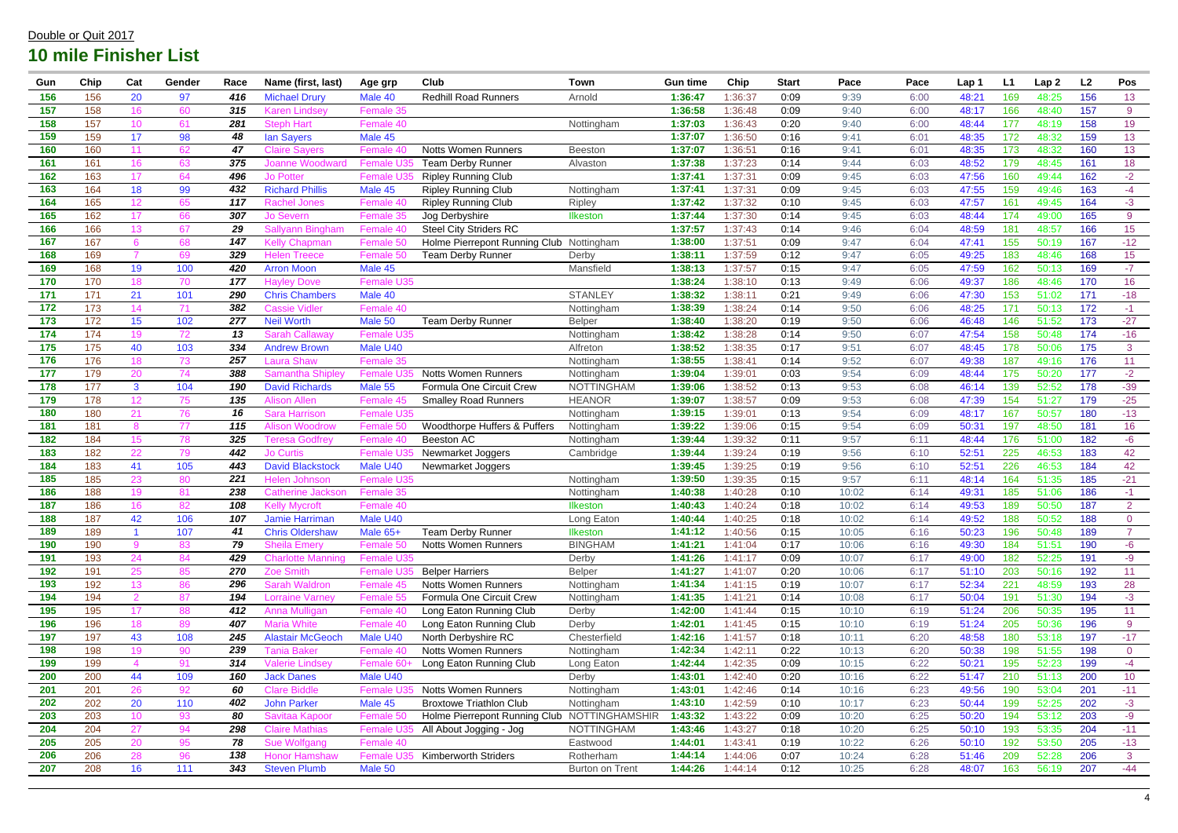Double or Quit 2017

# 10 mile Finisher List

| Gun | Chip | Cat | Gender | Race | Name (first, last) | Age grp | Club | Town | Gun time | Chip | Start | Pace | Pace | Lap 1 | L1 | Lap 2 | L2 | Pos |
|---|---|---|---|---|---|---|---|---|---|---|---|---|---|---|---|---|---|---|
| 156 | 156 | 20 | 97 | 416 | Michael Drury | Male 40 | Redhill Road Runners | Arnold | 1:36:47 | 1:36:37 | 0:09 | 9:39 | 6:00 | 48:21 | 169 | 48:25 | 156 | 13 |
| 157 | 158 | 16 | 60 | 315 | Karen Lindsey | Female 35 | | | 1:36:58 | 1:36:48 | 0:09 | 9:40 | 6:00 | 48:17 | 166 | 48:40 | 157 | 9 |
| 158 | 157 | 10 | 61 | 281 | Steph Hart | Female 40 | | Nottingham | 1:37:03 | 1:36:43 | 0:20 | 9:40 | 6:00 | 48:44 | 177 | 48:19 | 158 | 19 |
| 159 | 159 | 17 | 98 | 48 | Ian Sayers | Male 45 | | | 1:37:07 | 1:36:50 | 0:16 | 9:41 | 6:01 | 48:35 | 172 | 48:32 | 159 | 13 |
| 160 | 160 | 11 | 62 | 47 | Claire Sayers | Female 40 | Notts Women Runners | Beeston | 1:37:07 | 1:36:51 | 0:16 | 9:41 | 6:01 | 48:35 | 173 | 48:32 | 160 | 13 |
| 161 | 161 | 16 | 63 | 375 | Joanne Woodward | Female U35 | Team Derby Runner | Alvaston | 1:37:38 | 1:37:23 | 0:14 | 9:44 | 6:03 | 48:52 | 179 | 48:45 | 161 | 18 |
| 162 | 163 | 17 | 64 | 496 | Jo Potter | Female U35 | Ripley Running Club | | 1:37:41 | 1:37:31 | 0:09 | 9:45 | 6:03 | 47:56 | 160 | 49:44 | 162 | -2 |
| 163 | 164 | 18 | 99 | 432 | Richard Phillis | Male 45 | Ripley Running Club | Nottingham | 1:37:41 | 1:37:31 | 0:09 | 9:45 | 6:03 | 47:55 | 159 | 49:46 | 163 | -4 |
| 164 | 165 | 12 | 65 | 117 | Rachel Jones | Female 40 | Ripley Running Club | Ripley | 1:37:42 | 1:37:32 | 0:10 | 9:45 | 6:03 | 47:57 | 161 | 49:45 | 164 | -3 |
| 165 | 162 | 17 | 66 | 307 | Jo Severn | Female 35 | Jog Derbyshire | Ilkeston | 1:37:44 | 1:37:30 | 0:14 | 9:45 | 6:03 | 48:44 | 174 | 49:00 | 165 | 9 |
| 166 | 166 | 13 | 67 | 29 | Sallyann Bingham | Female 40 | Steel City Striders RC | | 1:37:57 | 1:37:43 | 0:14 | 9:46 | 6:04 | 48:59 | 181 | 48:57 | 166 | 15 |
| 167 | 167 | 6 | 68 | 147 | Kelly Chapman | Female 50 | Holme Pierrepont Running Club | Nottingham | 1:38:00 | 1:37:51 | 0:09 | 9:47 | 6:04 | 47:41 | 155 | 50:19 | 167 | -12 |
| 168 | 169 | 7 | 69 | 329 | Helen Treece | Female 50 | Team Derby Runner | Derby | 1:38:11 | 1:37:59 | 0:12 | 9:47 | 6:05 | 49:25 | 183 | 48:46 | 168 | 15 |
| 169 | 168 | 19 | 100 | 420 | Arron Moon | Male 45 | | Mansfield | 1:38:13 | 1:37:57 | 0:15 | 9:47 | 6:05 | 47:59 | 162 | 50:13 | 169 | -7 |
| 170 | 170 | 18 | 70 | 177 | Hayley Dove | Female U35 | | | 1:38:24 | 1:38:10 | 0:13 | 9:49 | 6:06 | 49:37 | 186 | 48:46 | 170 | 16 |
| 171 | 171 | 21 | 101 | 290 | Chris Chambers | Male 40 | | STANLEY | 1:38:32 | 1:38:11 | 0:21 | 9:49 | 6:06 | 47:30 | 153 | 51:02 | 171 | -18 |
| 172 | 173 | 14 | 71 | 382 | Cassie Vidler | Female 40 | | Nottingham | 1:38:39 | 1:38:24 | 0:14 | 9:50 | 6:06 | 48:25 | 171 | 50:13 | 172 | -1 |
| 173 | 172 | 15 | 102 | 277 | Neil Worth | Male 50 | Team Derby Runner | Belper | 1:38:40 | 1:38:20 | 0:19 | 9:50 | 6:06 | 46:48 | 146 | 51:52 | 173 | -27 |
| 174 | 174 | 19 | 72 | 13 | Sarah Callaway | Female U35 | | Nottingham | 1:38:42 | 1:38:28 | 0:14 | 9:50 | 6:07 | 47:54 | 158 | 50:48 | 174 | -16 |
| 175 | 175 | 40 | 103 | 334 | Andrew Brown | Male U40 | | Alfreton | 1:38:52 | 1:38:35 | 0:17 | 9:51 | 6:07 | 48:45 | 178 | 50:06 | 175 | 3 |
| 176 | 176 | 18 | 73 | 257 | Laura Shaw | Female 35 | | Nottingham | 1:38:55 | 1:38:41 | 0:14 | 9:52 | 6:07 | 49:38 | 187 | 49:16 | 176 | 11 |
| 177 | 179 | 20 | 74 | 388 | Samantha Shipley | Female U35 | Notts Women Runners | Nottingham | 1:39:04 | 1:39:01 | 0:03 | 9:54 | 6:09 | 48:44 | 175 | 50:20 | 177 | -2 |
| 178 | 177 | 3 | 104 | 190 | David Richards | Male 55 | Formula One Circuit Crew | NOTTINGHAM | 1:39:06 | 1:38:52 | 0:13 | 9:53 | 6:08 | 46:14 | 139 | 52:52 | 178 | -39 |
| 179 | 178 | 12 | 75 | 135 | Alison Allen | Female 45 | Smalley Road Runners | HEANOR | 1:39:07 | 1:38:57 | 0:09 | 9:53 | 6:08 | 47:39 | 154 | 51:27 | 179 | -25 |
| 180 | 180 | 21 | 76 | 16 | Sara Harrison | Female U35 | | Nottingham | 1:39:15 | 1:39:01 | 0:13 | 9:54 | 6:09 | 48:17 | 167 | 50:57 | 180 | -13 |
| 181 | 181 | 8 | 77 | 115 | Alison Woodrow | Female 50 | Woodthorpe Huffers & Puffers | Nottingham | 1:39:22 | 1:39:06 | 0:15 | 9:54 | 6:09 | 50:31 | 197 | 48:50 | 181 | 16 |
| 182 | 184 | 15 | 78 | 325 | Teresa Godfrey | Female 40 | Beeston AC | Nottingham | 1:39:44 | 1:39:32 | 0:11 | 9:57 | 6:11 | 48:44 | 176 | 51:00 | 182 | -6 |
| 183 | 182 | 22 | 79 | 442 | Jo Curtis | Female U35 | Newmarket Joggers | Cambridge | 1:39:44 | 1:39:24 | 0:19 | 9:56 | 6:10 | 52:51 | 225 | 46:53 | 183 | 42 |
| 184 | 183 | 41 | 105 | 443 | David Blackstock | Male U40 | Newmarket Joggers | | 1:39:45 | 1:39:25 | 0:19 | 9:56 | 6:10 | 52:51 | 226 | 46:53 | 184 | 42 |
| 185 | 185 | 23 | 80 | 221 | Helen Johnson | Female U35 | | Nottingham | 1:39:50 | 1:39:35 | 0:15 | 9:57 | 6:11 | 48:14 | 164 | 51:35 | 185 | -21 |
| 186 | 188 | 19 | 81 | 238 | Catherine Jackson | Female 35 | | Nottingham | 1:40:38 | 1:40:28 | 0:10 | 10:02 | 6:14 | 49:31 | 185 | 51:06 | 186 | -1 |
| 187 | 186 | 16 | 82 | 108 | Kelly Mycroft | Female 40 | | Ilkeston | 1:40:43 | 1:40:24 | 0:18 | 10:02 | 6:14 | 49:53 | 189 | 50:50 | 187 | 2 |
| 188 | 187 | 42 | 106 | 107 | Jamie Harriman | Male U40 | | Long Eaton | 1:40:44 | 1:40:25 | 0:18 | 10:02 | 6:14 | 49:52 | 188 | 50:52 | 188 | 0 |
| 189 | 189 | 1 | 107 | 41 | Chris Oldershaw | Male 65+ | Team Derby Runner | Ilkeston | 1:41:12 | 1:40:56 | 0:15 | 10:05 | 6:16 | 50:23 | 196 | 50:48 | 189 | 7 |
| 190 | 190 | 9 | 83 | 79 | Sheila Emery | Female 50 | Notts Women Runners | BINGHAM | 1:41:21 | 1:41:04 | 0:17 | 10:06 | 6:16 | 49:30 | 184 | 51:51 | 190 | -6 |
| 191 | 193 | 24 | 84 | 429 | Charlotte Manning | Female U35 | | Derby | 1:41:26 | 1:41:17 | 0:09 | 10:07 | 6:17 | 49:00 | 182 | 52:25 | 191 | -9 |
| 192 | 191 | 25 | 85 | 270 | Zoe Smith | Female U35 | Belper Harriers | Belper | 1:41:27 | 1:41:07 | 0:20 | 10:06 | 6:17 | 51:10 | 203 | 50:16 | 192 | 11 |
| 193 | 192 | 13 | 86 | 296 | Sarah Waldron | Female 45 | Notts Women Runners | Nottingham | 1:41:34 | 1:41:15 | 0:19 | 10:07 | 6:17 | 52:34 | 221 | 48:59 | 193 | 28 |
| 194 | 194 | 2 | 87 | 194 | Lorraine Varney | Female 55 | Formula One Circuit Crew | Nottingham | 1:41:35 | 1:41:21 | 0:14 | 10:08 | 6:17 | 50:04 | 191 | 51:30 | 194 | -3 |
| 195 | 195 | 17 | 88 | 412 | Anna Mulligan | Female 40 | Long Eaton Running Club | Derby | 1:42:00 | 1:41:44 | 0:15 | 10:10 | 6:19 | 51:24 | 206 | 50:35 | 195 | 11 |
| 196 | 196 | 18 | 89 | 407 | Maria White | Female 40 | Long Eaton Running Club | Derby | 1:42:01 | 1:41:45 | 0:15 | 10:10 | 6:19 | 51:24 | 205 | 50:36 | 196 | 9 |
| 197 | 197 | 43 | 108 | 245 | Alastair McGeoch | Male U40 | North Derbyshire RC | Chesterfield | 1:42:16 | 1:41:57 | 0:18 | 10:11 | 6:20 | 48:58 | 180 | 53:18 | 197 | -17 |
| 198 | 198 | 19 | 90 | 239 | Tania Baker | Female 40 | Notts Women Runners | Nottingham | 1:42:34 | 1:42:11 | 0:22 | 10:13 | 6:20 | 50:38 | 198 | 51:55 | 198 | 0 |
| 199 | 199 | 4 | 91 | 314 | Valerie Lindsey | Female 60+ | Long Eaton Running Club | Long Eaton | 1:42:44 | 1:42:35 | 0:09 | 10:15 | 6:22 | 50:21 | 195 | 52:23 | 199 | -4 |
| 200 | 200 | 44 | 109 | 160 | Jack Danes | Male U40 | | Derby | 1:43:01 | 1:42:40 | 0:20 | 10:16 | 6:22 | 51:47 | 210 | 51:13 | 200 | 10 |
| 201 | 201 | 26 | 92 | 60 | Clare Biddle | Female U35 | Notts Women Runners | Nottingham | 1:43:01 | 1:42:46 | 0:14 | 10:16 | 6:23 | 49:56 | 190 | 53:04 | 201 | -11 |
| 202 | 202 | 20 | 110 | 402 | John Parker | Male 45 | Broxtowe Triathlon Club | Nottingham | 1:43:10 | 1:42:59 | 0:10 | 10:17 | 6:23 | 50:44 | 199 | 52:25 | 202 | -3 |
| 203 | 203 | 10 | 93 | 80 | Savitaa Kapoor | Female 50 | Holme Pierrepont Running Club | NOTTINGHAMSHIR | 1:43:32 | 1:43:22 | 0:09 | 10:20 | 6:25 | 50:20 | 194 | 53:12 | 203 | -9 |
| 204 | 204 | 27 | 94 | 298 | Claire Mathias | Female U35 | All About Jogging - Jog | NOTTINGHAM | 1:43:46 | 1:43:27 | 0:18 | 10:20 | 6:25 | 50:10 | 193 | 53:35 | 204 | -11 |
| 205 | 205 | 20 | 95 | 78 | Sue Wolfgang | Female 40 | | Eastwood | 1:44:01 | 1:43:41 | 0:19 | 10:22 | 6:26 | 50:10 | 192 | 53:50 | 205 | -13 |
| 206 | 206 | 28 | 96 | 138 | Honor Hamshaw | Female U35 | Kimberworth Striders | Rotherham | 1:44:14 | 1:44:06 | 0:07 | 10:24 | 6:28 | 51:46 | 209 | 52:28 | 206 | 3 |
| 207 | 208 | 16 | 111 | 343 | Steven Plumb | Male 50 | | Burton on Trent | 1:44:26 | 1:44:14 | 0:12 | 10:25 | 6:28 | 48:07 | 163 | 56:19 | 207 | -44 |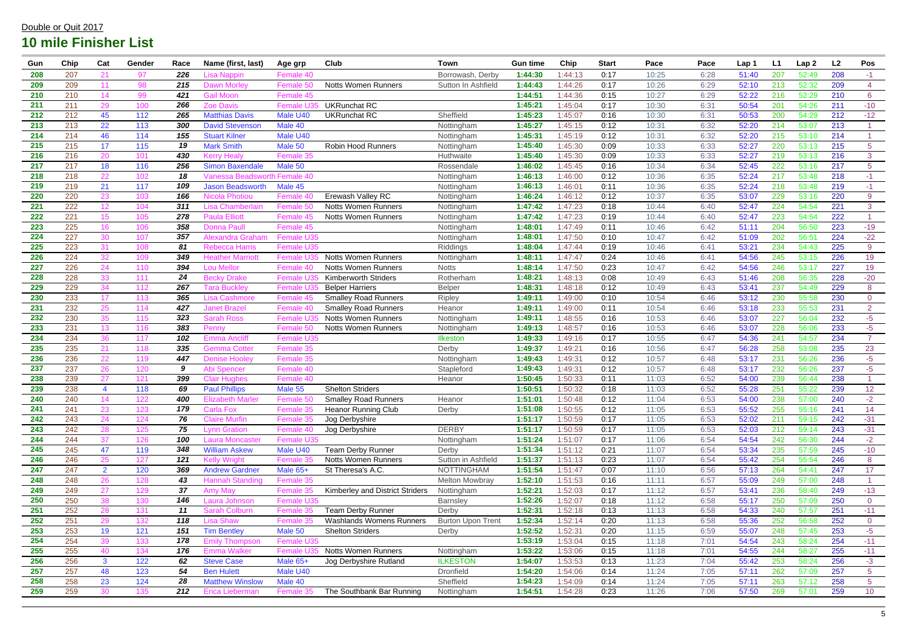Double or Quit 2017

## 10 mile Finisher List

| Gun | Chip | Cat | Gender | Race | Name (first, last) | Age grp | Club | Town | Gun time | Chip | Start | Pace | Pace | Lap 1 | L1 | Lap 2 | L2 | Pos |
|---|---|---|---|---|---|---|---|---|---|---|---|---|---|---|---|---|---|---|
| 208 | 207 | 21 | 97 | 226 | Lisa Nappin | Female 40 | | Borrowash, Derby | 1:44:30 | 1:44:13 | 0:17 | 10:25 | 6:28 | 51:40 | 207 | 52:49 | 208 | -1 |
| 209 | 209 | 11 | 98 | 215 | Dawn Morley | Female 50 | Notts Women Runners | Sutton In Ashfield | 1:44:43 | 1:44:26 | 0:17 | 10:26 | 6:29 | 52:10 | 213 | 52:32 | 209 | 4 |
| 210 | 210 | 14 | 99 | 421 | Gail Moon | Female 45 | | | 1:44:51 | 1:44:36 | 0:15 | 10:27 | 6:29 | 52:22 | 216 | 52:29 | 210 | 6 |
| 211 | 211 | 29 | 100 | 266 | Zoe Davis | Female U35 | UKRunchat RC | | 1:45:21 | 1:45:04 | 0:17 | 10:30 | 6:31 | 50:54 | 201 | 54:26 | 211 | -10 |
| 212 | 212 | 45 | 112 | 265 | Matthias Davis | Male U40 | UKRunchat RC | Sheffield | 1:45:23 | 1:45:07 | 0:16 | 10:30 | 6:31 | 50:53 | 200 | 54:29 | 212 | -12 |
| 213 | 213 | 22 | 113 | 300 | David Stevenson | Male 40 | | Nottingham | 1:45:27 | 1:45:15 | 0:12 | 10:31 | 6:32 | 52:20 | 214 | 53:07 | 213 | 1 |
| 214 | 214 | 46 | 114 | 155 | Stuart Kilner | Male U40 | | Nottingham | 1:45:31 | 1:45:19 | 0:12 | 10:31 | 6:32 | 52:20 | 215 | 53:10 | 214 | 1 |
| 215 | 215 | 17 | 115 | 19 | Mark Smith | Male 50 | Robin Hood Runners | Nottingham | 1:45:40 | 1:45:30 | 0:09 | 10:33 | 6:33 | 52:27 | 220 | 53:13 | 215 | 5 |
| 216 | 216 | 20 | 101 | 430 | Kerry Healy | Female 35 | | Huthwaite | 1:45:40 | 1:45:30 | 0:09 | 10:33 | 6:33 | 52:27 | 219 | 53:13 | 216 | 3 |
| 217 | 217 | 18 | 116 | 256 | Simon Baxendale | Male 50 | | Rossendale | 1:46:02 | 1:45:45 | 0:16 | 10:34 | 6:34 | 52:45 | 222 | 53:16 | 217 | 5 |
| 218 | 218 | 22 | 102 | 18 | Vanessa Beadsworth | Female 40 | | Nottingham | 1:46:13 | 1:46:00 | 0:12 | 10:36 | 6:35 | 52:24 | 217 | 53:48 | 218 | -1 |
| 219 | 219 | 21 | 117 | 109 | Jason Beadsworth | Male 45 | | Nottingham | 1:46:13 | 1:46:01 | 0:11 | 10:36 | 6:35 | 52:24 | 218 | 53:48 | 219 | -1 |
| 220 | 220 | 23 | 103 | 166 | Nicola Photiou | Female 40 | Erewash Valley RC | Nottingham | 1:46:24 | 1:46:12 | 0:12 | 10:37 | 6:35 | 53:07 | 229 | 53:16 | 220 | 9 |
| 221 | 222 | 12 | 104 | 311 | Lisa Chamberlain | Female 50 | Notts Women Runners | Nottingham | 1:47:42 | 1:47:23 | 0:18 | 10:44 | 6:40 | 52:47 | 224 | 54:54 | 221 | 3 |
| 222 | 221 | 15 | 105 | 278 | Paula Elliott | Female 45 | Notts Women Runners | Nottingham | 1:47:42 | 1:47:23 | 0:19 | 10:44 | 6:40 | 52:47 | 223 | 54:54 | 222 | 1 |
| 223 | 225 | 16 | 106 | 358 | Donna Paull | Female 45 | | Nottingham | 1:48:01 | 1:47:49 | 0:11 | 10:46 | 6:42 | 51:11 | 204 | 56:50 | 223 | -19 |
| 224 | 227 | 30 | 107 | 357 | Alexandra Graham | Female U35 | | Nottingham | 1:48:01 | 1:47:50 | 0:10 | 10:47 | 6:42 | 51:09 | 202 | 56:51 | 224 | -22 |
| 225 | 223 | 31 | 108 | 81 | Rebecca Harris | Female U35 | | Riddings | 1:48:04 | 1:47:44 | 0:19 | 10:46 | 6:41 | 53:21 | 234 | 54:43 | 225 | 9 |
| 226 | 224 | 32 | 109 | 349 | Heather Marriott | Female U35 | Notts Women Runners | Nottingham | 1:48:11 | 1:47:47 | 0:24 | 10:46 | 6:41 | 54:56 | 245 | 53:15 | 226 | 19 |
| 227 | 226 | 24 | 110 | 394 | Lou Mellor | Female 40 | Notts Women Runners | Notts | 1:48:14 | 1:47:50 | 0:23 | 10:47 | 6:42 | 54:56 | 246 | 53:17 | 227 | 19 |
| 228 | 228 | 33 | 111 | 24 | Becky Drake | Female U35 | Kimberworth Striders | Rotherham | 1:48:21 | 1:48:13 | 0:08 | 10:49 | 6:43 | 51:46 | 208 | 56:35 | 228 | -20 |
| 229 | 229 | 34 | 112 | 267 | Tara Buckley | Female U35 | Belper Harriers | Belper | 1:48:31 | 1:48:18 | 0:12 | 10:49 | 6:43 | 53:41 | 237 | 54:49 | 229 | 8 |
| 230 | 233 | 17 | 113 | 365 | Lisa Cashmore | Female 45 | Smalley Road Runners | Ripley | 1:49:11 | 1:49:00 | 0:10 | 10:54 | 6:46 | 53:12 | 230 | 55:58 | 230 | 0 |
| 231 | 232 | 25 | 114 | 427 | Janet Brazel | Female 40 | Smalley Road Runners | Heanor | 1:49:11 | 1:49:00 | 0:11 | 10:54 | 6:46 | 53:18 | 233 | 55:53 | 231 | 2 |
| 232 | 230 | 35 | 115 | 323 | Sarah Ross | Female U35 | Notts Women Runners | Nottingham | 1:49:11 | 1:48:55 | 0:16 | 10:53 | 6:46 | 53:07 | 227 | 56:04 | 232 | -5 |
| 233 | 231 | 13 | 116 | 383 | Penny | Female 50 | Notts Women Runners | Nottingham | 1:49:13 | 1:48:57 | 0:16 | 10:53 | 6:46 | 53:07 | 228 | 56:06 | 233 | -5 |
| 234 | 234 | 36 | 117 | 102 | Emma Ancliff | Female U35 | | Ilkeston | 1:49:33 | 1:49:16 | 0:17 | 10:55 | 6:47 | 54:36 | 241 | 54:57 | 234 | 7 |
| 235 | 235 | 21 | 118 | 335 | Gemma Cotter | Female 35 | | Derby | 1:49:37 | 1:49:21 | 0:16 | 10:56 | 6:47 | 56:28 | 258 | 53:08 | 235 | 23 |
| 236 | 236 | 22 | 119 | 447 | Denise Hooley | Female 35 | | Nottingham | 1:49:43 | 1:49:31 | 0:12 | 10:57 | 6:48 | 53:17 | 231 | 56:26 | 236 | -5 |
| 237 | 237 | 26 | 120 | 9 | Abi Spencer | Female 40 | | Stapleford | 1:49:43 | 1:49:31 | 0:12 | 10:57 | 6:48 | 53:17 | 232 | 56:26 | 237 | -5 |
| 238 | 239 | 27 | 121 | 399 | Clair Hughes | Female 40 | | Heanor | 1:50:45 | 1:50:33 | 0:11 | 11:03 | 6:52 | 54:00 | 239 | 56:44 | 238 | 1 |
| 239 | 238 | 4 | 118 | 69 | Paul Phillips | Male 55 | Shelton Striders | | 1:50:51 | 1:50:32 | 0:18 | 11:03 | 6:52 | 55:28 | 251 | 55:22 | 239 | 12 |
| 240 | 240 | 14 | 122 | 400 | Elizabeth Marler | Female 50 | Smalley Road Runners | Heanor | 1:51:01 | 1:50:48 | 0:12 | 11:04 | 6:53 | 54:00 | 238 | 57:00 | 240 | -2 |
| 241 | 241 | 23 | 123 | 179 | Carla Fox | Female 35 | Heanor Running Club | Derby | 1:51:08 | 1:50:55 | 0:12 | 11:05 | 6:53 | 55:52 | 255 | 55:16 | 241 | 14 |
| 242 | 243 | 24 | 124 | 76 | Claire Murfin | Female 35 | Jog Derbyshire | | 1:51:17 | 1:50:59 | 0:17 | 11:05 | 6:53 | 52:02 | 211 | 59:15 | 242 | -31 |
| 243 | 242 | 28 | 125 | 75 | Lynn Gration | Female 40 | Jog Derbyshire | DERBY | 1:51:17 | 1:50:59 | 0:17 | 11:05 | 6:53 | 52:03 | 212 | 59:14 | 243 | -31 |
| 244 | 244 | 37 | 126 | 100 | Laura Moncaster | Female U35 | | Nottingham | 1:51:24 | 1:51:07 | 0:17 | 11:06 | 6:54 | 54:54 | 242 | 56:30 | 244 | -2 |
| 245 | 245 | 47 | 119 | 348 | William Askew | Male U40 | Team Derby Runner | Derby | 1:51:34 | 1:51:12 | 0:21 | 11:07 | 6:54 | 53:34 | 235 | 57:59 | 245 | -10 |
| 246 | 246 | 25 | 127 | 121 | Kelly Wright | Female 35 | Notts Women Runners | Sutton in Ashfield | 1:51:37 | 1:51:13 | 0:23 | 11:07 | 6:54 | 55:42 | 254 | 55:54 | 246 | 8 |
| 247 | 247 | 2 | 120 | 369 | Andrew Gardner | Male 65+ | St Theresa's A.C. | NOTTINGHAM | 1:51:54 | 1:51:47 | 0:07 | 11:10 | 6:56 | 57:13 | 264 | 54:41 | 247 | 17 |
| 248 | 248 | 26 | 128 | 43 | Hannah Standing | Female 35 | | Melton Mowbray | 1:52:10 | 1:51:53 | 0:16 | 11:11 | 6:57 | 55:09 | 249 | 57:00 | 248 | 1 |
| 249 | 249 | 27 | 129 | 37 | Amy May | Female 35 | Kimberley and District Striders | Nottingham | 1:52:21 | 1:52:03 | 0:17 | 11:12 | 6:57 | 53:41 | 236 | 58:40 | 249 | -13 |
| 250 | 250 | 38 | 130 | 146 | Laura Johnson | Female U35 | | Barnsley | 1:52:26 | 1:52:07 | 0:18 | 11:12 | 6:58 | 55:17 | 250 | 57:09 | 250 | 0 |
| 251 | 252 | 28 | 131 | 11 | Sarah Colburn | Female 35 | Team Derby Runner | Derby | 1:52:31 | 1:52:18 | 0:13 | 11:13 | 6:58 | 54:33 | 240 | 57:57 | 251 | -11 |
| 252 | 251 | 29 | 132 | 118 | Lisa Shaw | Female 35 | Washlands Womens Runners | Burton Upon Trent | 1:52:34 | 1:52:14 | 0:20 | 11:13 | 6:58 | 55:36 | 252 | 56:58 | 252 | 0 |
| 253 | 253 | 19 | 121 | 151 | Tim Bentley | Male 50 | Shelton Striders | Derby | 1:52:52 | 1:52:31 | 0:20 | 11:15 | 6:59 | 55:07 | 248 | 57:45 | 253 | -5 |
| 254 | 254 | 39 | 133 | 178 | Emily Thompson | Female U35 | | | 1:53:19 | 1:53:04 | 0:15 | 11:18 | 7:01 | 54:54 | 243 | 58:24 | 254 | -11 |
| 255 | 255 | 40 | 134 | 176 | Emma Walker | Female U35 | Notts Women Runners | Nottingham | 1:53:22 | 1:53:06 | 0:15 | 11:18 | 7:01 | 54:55 | 244 | 58:27 | 255 | -11 |
| 256 | 256 | 3 | 122 | 62 | Steve Case | Male 65+ | Jog Derbyshire Rutland | ILKESTON | 1:54:07 | 1:53:53 | 0:13 | 11:23 | 7:04 | 55:42 | 253 | 58:24 | 256 | -3 |
| 257 | 257 | 48 | 123 | 54 | Ben Hulett | Male U40 | | Dronfield | 1:54:20 | 1:54:06 | 0:14 | 11:24 | 7:05 | 57:11 | 262 | 57:09 | 257 | 5 |
| 258 | 258 | 23 | 124 | 28 | Matthew Winslow | Male 40 | | Sheffield | 1:54:23 | 1:54:09 | 0:14 | 11:24 | 7:05 | 57:11 | 263 | 57:12 | 258 | 5 |
| 259 | 259 | 30 | 135 | 212 | Erica Lieberman | Female 35 | The Southbank Bar Running | Nottingham | 1:54:51 | 1:54:28 | 0:23 | 11:26 | 7:06 | 57:50 | 269 | 57:01 | 259 | 10 |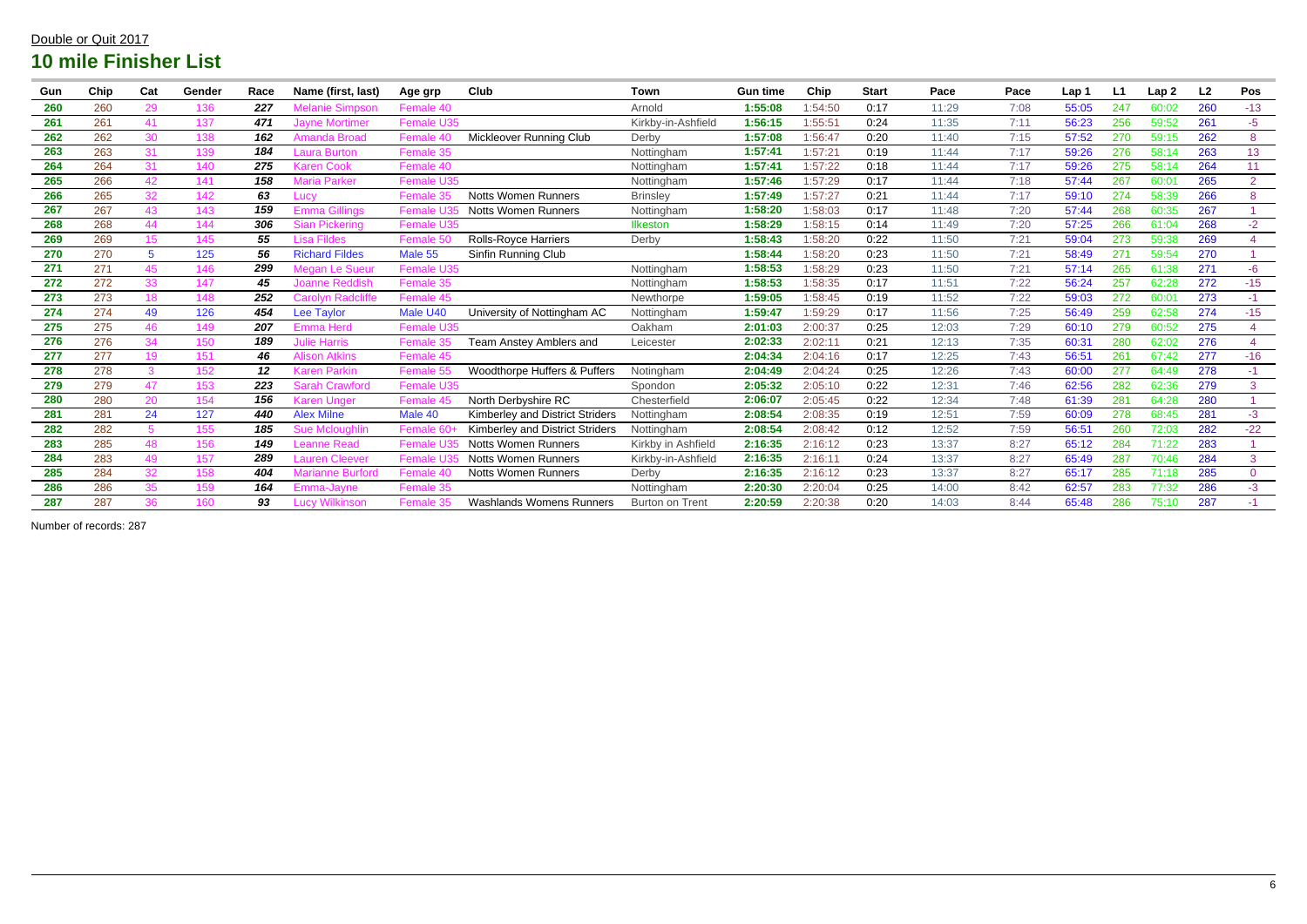Double or Quit 2017

# 10 mile Finisher List

| Gun | Chip | Cat | Gender | Race | Name (first, last) | Age grp | Club | Town | Gun time | Chip | Start | Pace | Pace | Lap 1 | L1 | Lap 2 | L2 | Pos |
|---|---|---|---|---|---|---|---|---|---|---|---|---|---|---|---|---|---|---|
| 260 | 260 | 29 | 136 | 227 | Melanie Simpson | Female 40 | | Arnold | 1:55:08 | 1:54:50 | 0:17 | 11:29 | 7:08 | 55:05 | 247 | 60:02 | 260 | -13 |
| 261 | 261 | 41 | 137 | 471 | Jayne Mortimer | Female U35 | | Kirkby-in-Ashfield | 1:56:15 | 1:55:51 | 0:24 | 11:35 | 7:11 | 56:23 | 256 | 59:52 | 261 | -5 |
| 262 | 262 | 30 | 138 | 162 | Amanda Broad | Female 40 | Mickleover Running Club | Derby | 1:57:08 | 1:56:47 | 0:20 | 11:40 | 7:15 | 57:52 | 270 | 59:15 | 262 | 8 |
| 263 | 263 | 31 | 139 | 184 | Laura Burton | Female 35 | | Nottingham | 1:57:41 | 1:57:21 | 0:19 | 11:44 | 7:17 | 59:26 | 276 | 58:14 | 263 | 13 |
| 264 | 264 | 31 | 140 | 275 | Karen Cook | Female 40 | | Nottingham | 1:57:41 | 1:57:22 | 0:18 | 11:44 | 7:17 | 59:26 | 275 | 58:14 | 264 | 11 |
| 265 | 266 | 42 | 141 | 158 | Maria Parker | Female U35 | | Nottingham | 1:57:46 | 1:57:29 | 0:17 | 11:44 | 7:18 | 57:44 | 267 | 60:01 | 265 | 2 |
| 266 | 265 | 32 | 142 | 63 | Lucy | Female 35 | Notts Women Runners | Brinsley | 1:57:49 | 1:57:27 | 0:21 | 11:44 | 7:17 | 59:10 | 274 | 58:39 | 266 | 8 |
| 267 | 267 | 43 | 143 | 159 | Emma Gillings | Female U35 | Notts Women Runners | Nottingham | 1:58:20 | 1:58:03 | 0:17 | 11:48 | 7:20 | 57:44 | 268 | 60:35 | 267 | 1 |
| 268 | 268 | 44 | 144 | 306 | Sian Pickering | Female U35 | | Ilkeston | 1:58:29 | 1:58:15 | 0:14 | 11:49 | 7:20 | 57:25 | 266 | 61:04 | 268 | -2 |
| 269 | 269 | 15 | 145 | 55 | Lisa Fildes | Female 50 | Rolls-Royce Harriers | Derby | 1:58:43 | 1:58:20 | 0:22 | 11:50 | 7:21 | 59:04 | 273 | 59:38 | 269 | 4 |
| 270 | 270 | 5 | 125 | 56 | Richard Fildes | Male 55 | Sinfin Running Club | | 1:58:44 | 1:58:20 | 0:23 | 11:50 | 7:21 | 58:49 | 271 | 59:54 | 270 | 1 |
| 271 | 271 | 45 | 146 | 299 | Megan Le Sueur | Female U35 | | Nottingham | 1:58:53 | 1:58:29 | 0:23 | 11:50 | 7:21 | 57:14 | 265 | 61:38 | 271 | -6 |
| 272 | 272 | 33 | 147 | 45 | Joanne Reddish | Female 35 | | Nottingham | 1:58:53 | 1:58:35 | 0:17 | 11:51 | 7:22 | 56:24 | 257 | 62:28 | 272 | -15 |
| 273 | 273 | 18 | 148 | 252 | Carolyn Radcliffe | Female 45 | | Newthorpe | 1:59:05 | 1:58:45 | 0:19 | 11:52 | 7:22 | 59:03 | 272 | 60:01 | 273 | -1 |
| 274 | 274 | 49 | 126 | 454 | Lee Taylor | Male U40 | University of Nottingham AC | Nottingham | 1:59:47 | 1:59:29 | 0:17 | 11:56 | 7:25 | 56:49 | 259 | 62:58 | 274 | -15 |
| 275 | 275 | 46 | 149 | 207 | Emma Herd | Female U35 | | Oakham | 2:01:03 | 2:00:37 | 0:25 | 12:03 | 7:29 | 60:10 | 279 | 60:52 | 275 | 4 |
| 276 | 276 | 34 | 150 | 189 | Julie Harris | Female 35 | Team Anstey Amblers and | Leicester | 2:02:33 | 2:02:11 | 0:21 | 12:13 | 7:35 | 60:31 | 280 | 62:02 | 276 | 4 |
| 277 | 277 | 19 | 151 | 46 | Alison Atkins | Female 45 | | | 2:04:34 | 2:04:16 | 0:17 | 12:25 | 7:43 | 56:51 | 261 | 67:42 | 277 | -16 |
| 278 | 278 | 3 | 152 | 12 | Karen Parkin | Female 55 | Woodthorpe Huffers & Puffers | Notingham | 2:04:49 | 2:04:24 | 0:25 | 12:26 | 7:43 | 60:00 | 277 | 64:49 | 278 | -1 |
| 279 | 279 | 47 | 153 | 223 | Sarah Crawford | Female U35 | | Spondon | 2:05:32 | 2:05:10 | 0:22 | 12:31 | 7:46 | 62:56 | 282 | 62:36 | 279 | 3 |
| 280 | 280 | 20 | 154 | 156 | Karen Unger | Female 45 | North Derbyshire RC | Chesterfield | 2:06:07 | 2:05:45 | 0:22 | 12:34 | 7:48 | 61:39 | 281 | 64:28 | 280 | 1 |
| 281 | 281 | 24 | 127 | 440 | Alex Milne | Male 40 | Kimberley and District Striders | Nottingham | 2:08:54 | 2:08:35 | 0:19 | 12:51 | 7:59 | 60:09 | 278 | 68:45 | 281 | -3 |
| 282 | 282 | 5 | 155 | 185 | Sue Mcloughlin | Female 60+ | Kimberley and District Striders | Nottingham | 2:08:54 | 2:08:42 | 0:12 | 12:52 | 7:59 | 56:51 | 260 | 72:03 | 282 | -22 |
| 283 | 285 | 48 | 156 | 149 | Leanne Read | Female U35 | Notts Women Runners | Kirkby in Ashfield | 2:16:35 | 2:16:12 | 0:23 | 13:37 | 8:27 | 65:12 | 284 | 71:22 | 283 | 1 |
| 284 | 283 | 49 | 157 | 289 | Lauren Cleever | Female U35 | Notts Women Runners | Kirkby-in-Ashfield | 2:16:35 | 2:16:11 | 0:24 | 13:37 | 8:27 | 65:49 | 287 | 70:46 | 284 | 3 |
| 285 | 284 | 32 | 158 | 404 | Marianne Burford | Female 40 | Notts Women Runners | Derby | 2:16:35 | 2:16:12 | 0:23 | 13:37 | 8:27 | 65:17 | 285 | 71:18 | 285 | 0 |
| 286 | 286 | 35 | 159 | 164 | Emma-Jayne | Female 35 | | Nottingham | 2:20:30 | 2:20:04 | 0:25 | 14:00 | 8:42 | 62:57 | 283 | 77:32 | 286 | -3 |
| 287 | 287 | 36 | 160 | 93 | Lucy Wilkinson | Female 35 | Washlands Womens Runners | Burton on Trent | 2:20:59 | 2:20:38 | 0:20 | 14:03 | 8:44 | 65:48 | 286 | 75:10 | 287 | -1 |

Number of records: 287